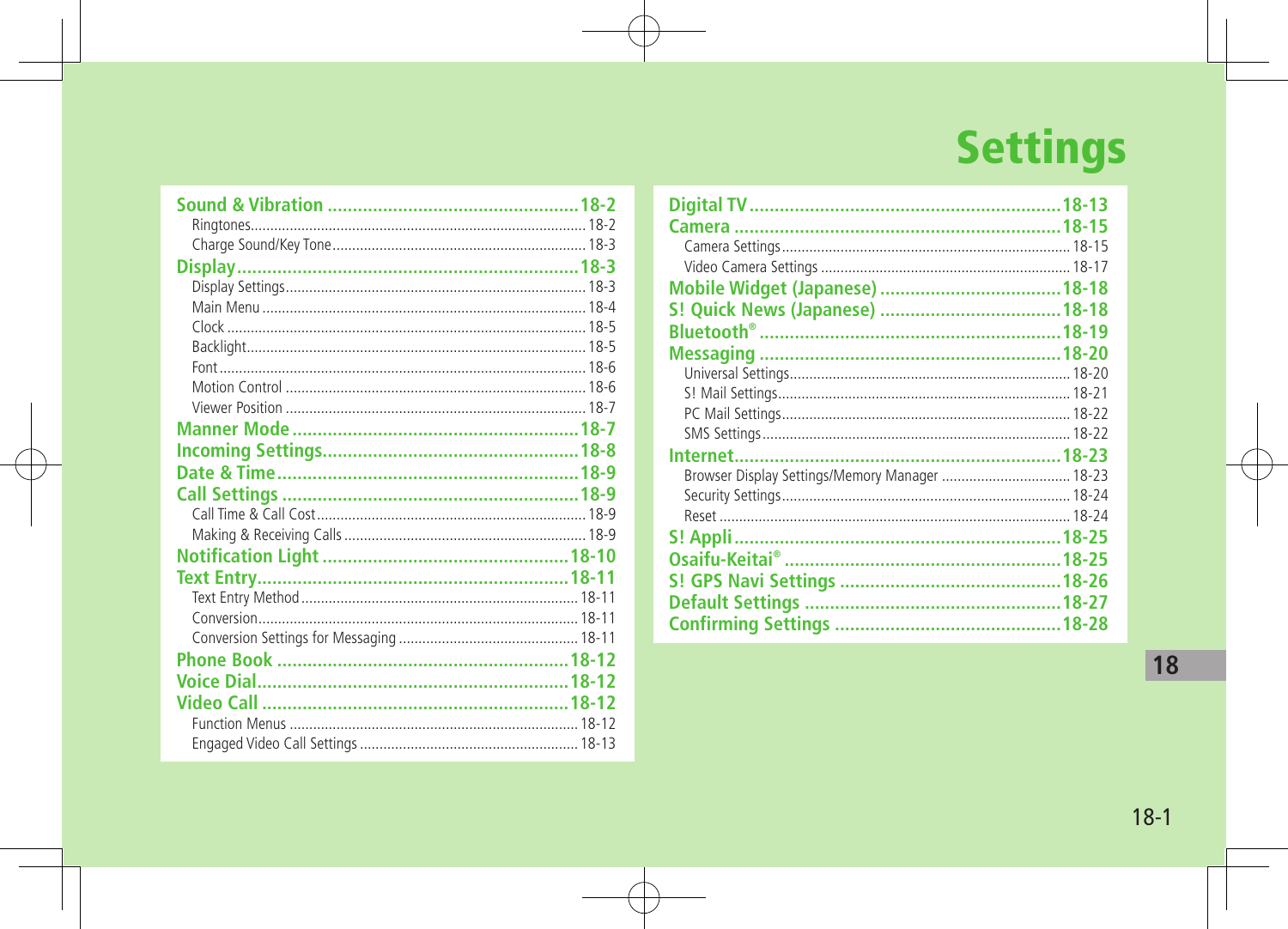# Settings

**Sound & Vibration ........ 18-2**
- Ringtones ........ 18-2
- Charge Sound/Key Tone ........ 18-3

**Display ........ 18-3**
- Display Settings ........ 18-3
- Main Menu ........ 18-4
- Clock ........ 18-5
- Backlight ........ 18-5
- Font ........ 18-6
- Motion Control ........ 18-6
- Viewer Position ........ 18-7

**Manner Mode ........ 18-7**

**Incoming Settings ........ 18-8**

**Date & Time ........ 18-9**

**Call Settings ........ 18-9**
- Call Time & Call Cost ........ 18-9
- Making & Receiving Calls ........ 18-9

**Notification Light ........ 18-10**

**Text Entry ........ 18-11**
- Text Entry Method ........ 18-11
- Conversion ........ 18-11
- Conversion Settings for Messaging ........ 18-11

**Phone Book ........ 18-12**

**Voice Dial ........ 18-12**

**Video Call ........ 18-12**
- Function Menus ........ 18-12
- Engaged Video Call Settings ........ 18-13

**Digital TV ........ 18-13**

**Camera ........ 18-15**
- Camera Settings ........ 18-15
- Video Camera Settings ........ 18-17

**Mobile Widget (Japanese) ........ 18-18**

**S! Quick News (Japanese) ........ 18-18**

**Bluetooth® ........ 18-19**

**Messaging ........ 18-20**
- Universal Settings ........ 18-20
- S! Mail Settings ........ 18-21
- PC Mail Settings ........ 18-22
- SMS Settings ........ 18-22

**Internet ........ 18-23**
- Browser Display Settings/Memory Manager ........ 18-23
- Security Settings ........ 18-24
- Reset ........ 18-24

**S! Appli ........ 18-25**

**Osaifu-Keitai® ........ 18-25**

**S! GPS Navi Settings ........ 18-26**

**Default Settings ........ 18-27**

**Confirming Settings ........ 18-28**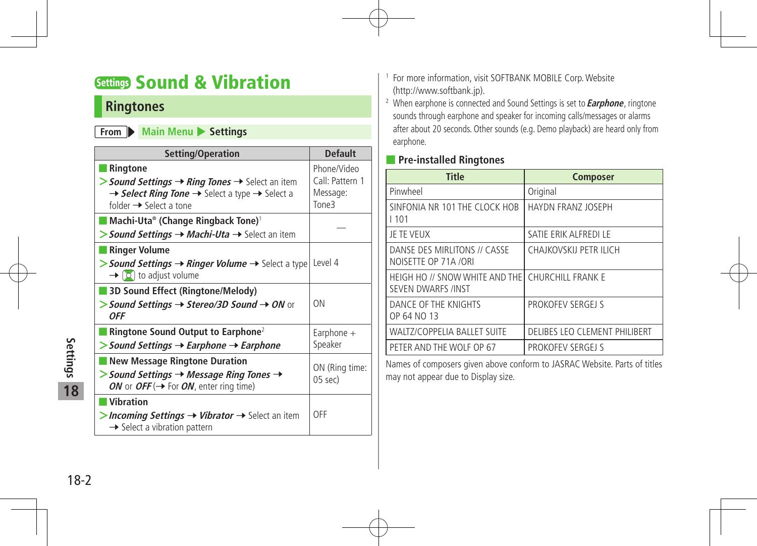# Settings Sound & Vibration

## Ringtones

From ▶ Main Menu ▶ Settings

| Setting/Operation | Default |
|---|---|
| **Ringtone**<br>> ***Sound Settings*** → ***Ring Tones*** → Select an item → ***Select Ring Tone*** → Select a type → Select a folder → Select a tone | Phone/Video Call: Pattern 1<br>Message: Tone3 |
| **Machi-Uta® (Change Ringback Tone)**[1]<br>> ***Sound Settings*** → ***Machi-Uta*** → Select an item | — |
| **Ringer Volume**<br>> ***Sound Settings*** → ***Ringer Volume*** → Select a type → to adjust volume | Level 4 |
| **3D Sound Effect (Ringtone/Melody)**<br>> ***Sound Settings*** → ***Stereo/3D Sound*** → ***ON*** or ***OFF*** | ON |
| **Ringtone Sound Output to Earphone**[2]<br>> ***Sound Settings*** → ***Earphone*** → ***Earphone*** | Earphone + Speaker |
| **New Message Ringtone Duration**<br>> ***Sound Settings*** → ***Message Ring Tones*** → ***ON*** or ***OFF*** (→ For ***ON***, enter ring time) | ON (Ring time: 05 sec) |
| **Vibration**<br>> ***Incoming Settings*** → ***Vibrator*** → Select an item → Select a vibration pattern | OFF |

[1] For more information, visit SOFTBANK MOBILE Corp. Website (http://www.softbank.jp).

[2] When earphone is connected and Sound Settings is set to ***Earphone***, ringtone sounds through earphone and speaker for incoming calls/messages or alarms after about 20 seconds. Other sounds (e.g. Demo playback) are heard only from earphone.

### Pre-installed Ringtones

| Title | Composer |
|---|---|
| Pinwheel | Original |
| SINFONIA NR 101 THE CLOCK HOB I 101 | HAYDN FRANZ JOSEPH |
| JE TE VEUX | SATIE ERIK ALFREDI LE |
| DANSE DES MIRLITONS // CASSE NOISETTE OP 71A /ORI | CHAJKOVSKIJ PETR ILICH |
| HEIGH HO // SNOW WHITE AND THE SEVEN DWARFS /INST | CHURCHILL FRANK E |
| DANCE OF THE KNIGHTS OP 64 NO 13 | PROKOFEV SERGEJ S |
| WALTZ/COPPELIA BALLET SUITE | DELIBES LEO CLEMENT PHILIBERT |
| PETER AND THE WOLF OP 67 | PROKOFEV SERGEJ S |

Names of composers given above conform to JASRAC Website. Parts of titles may not appear due to Display size.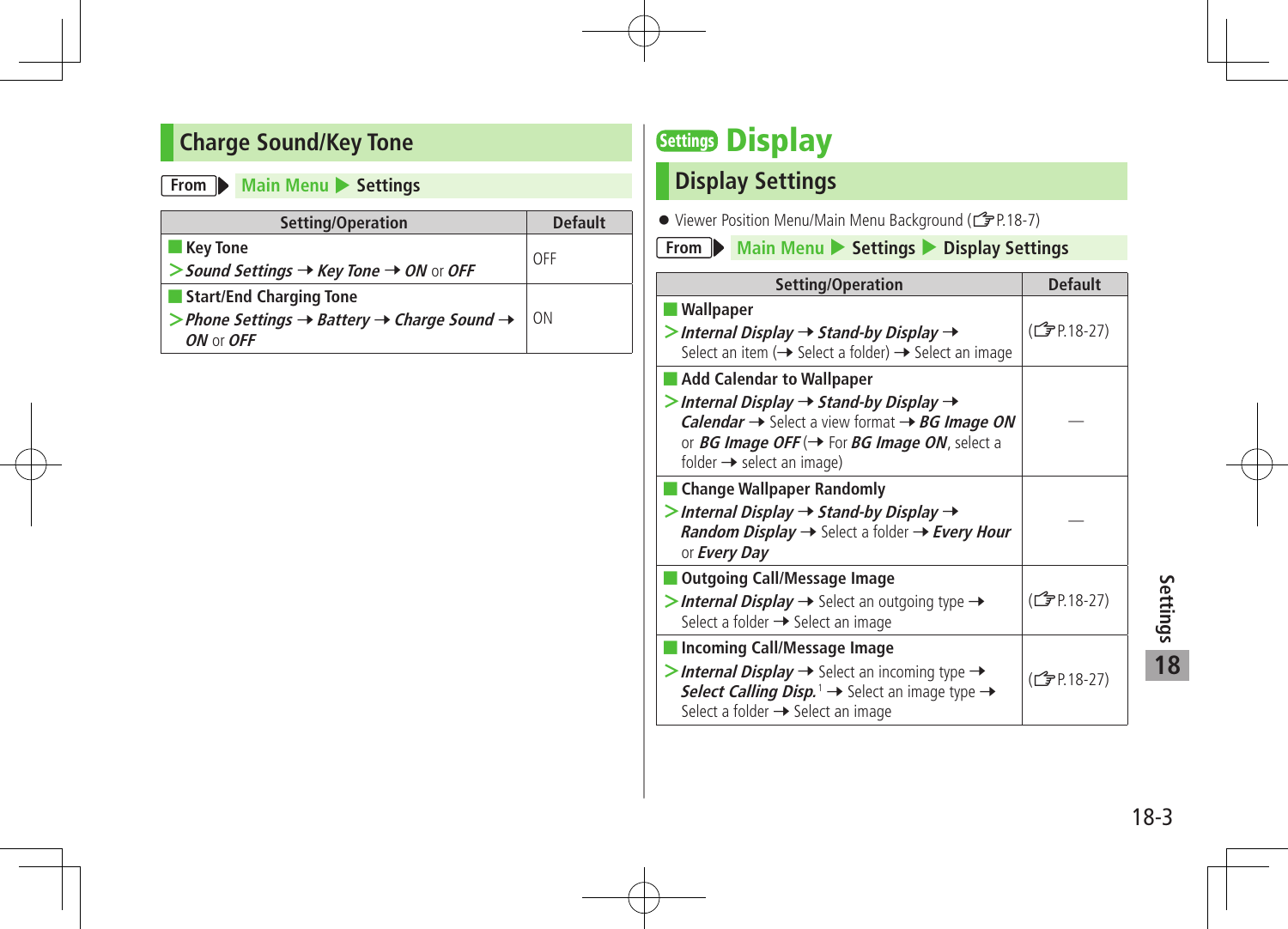## Charge Sound/Key Tone

**From** Main Menu ▶ Settings

| Setting/Operation | Default |
|---|---|
| **Key Tone**<br>> ***Sound Settings*** → ***Key Tone*** → ***ON*** or ***OFF*** | OFF |
| **Start/End Charging Tone**<br>> ***Phone Settings*** → ***Battery*** → ***Charge Sound*** → ***ON*** or ***OFF*** | ON |

# Settings Display

## Display Settings

- Viewer Position Menu/Main Menu Background (☞P.18-7)

**From** Main Menu ▶ Settings ▶ Display Settings

| Setting/Operation | Default |
|---|---|
| **Wallpaper**<br>> ***Internal Display*** → ***Stand-by Display*** → Select an item (→ Select a folder) → Select an image | (☞P.18-27) |
| **Add Calendar to Wallpaper**<br>> ***Internal Display*** → ***Stand-by Display*** → ***Calendar*** → Select a view format → ***BG Image ON*** or ***BG Image OFF*** (→ For ***BG Image ON***, select a folder → select an image) | — |
| **Change Wallpaper Randomly**<br>> ***Internal Display*** → ***Stand-by Display*** → ***Random Display*** → Select a folder → ***Every Hour*** or ***Every Day*** | — |
| **Outgoing Call/Message Image**<br>> ***Internal Display*** → Select an outgoing type → Select a folder → Select an image | (☞P.18-27) |
| **Incoming Call/Message Image**<br>> ***Internal Display*** → Select an incoming type → ***Select Calling Disp.***[1] → Select an image type → Select a folder → Select an image | (☞P.18-27) |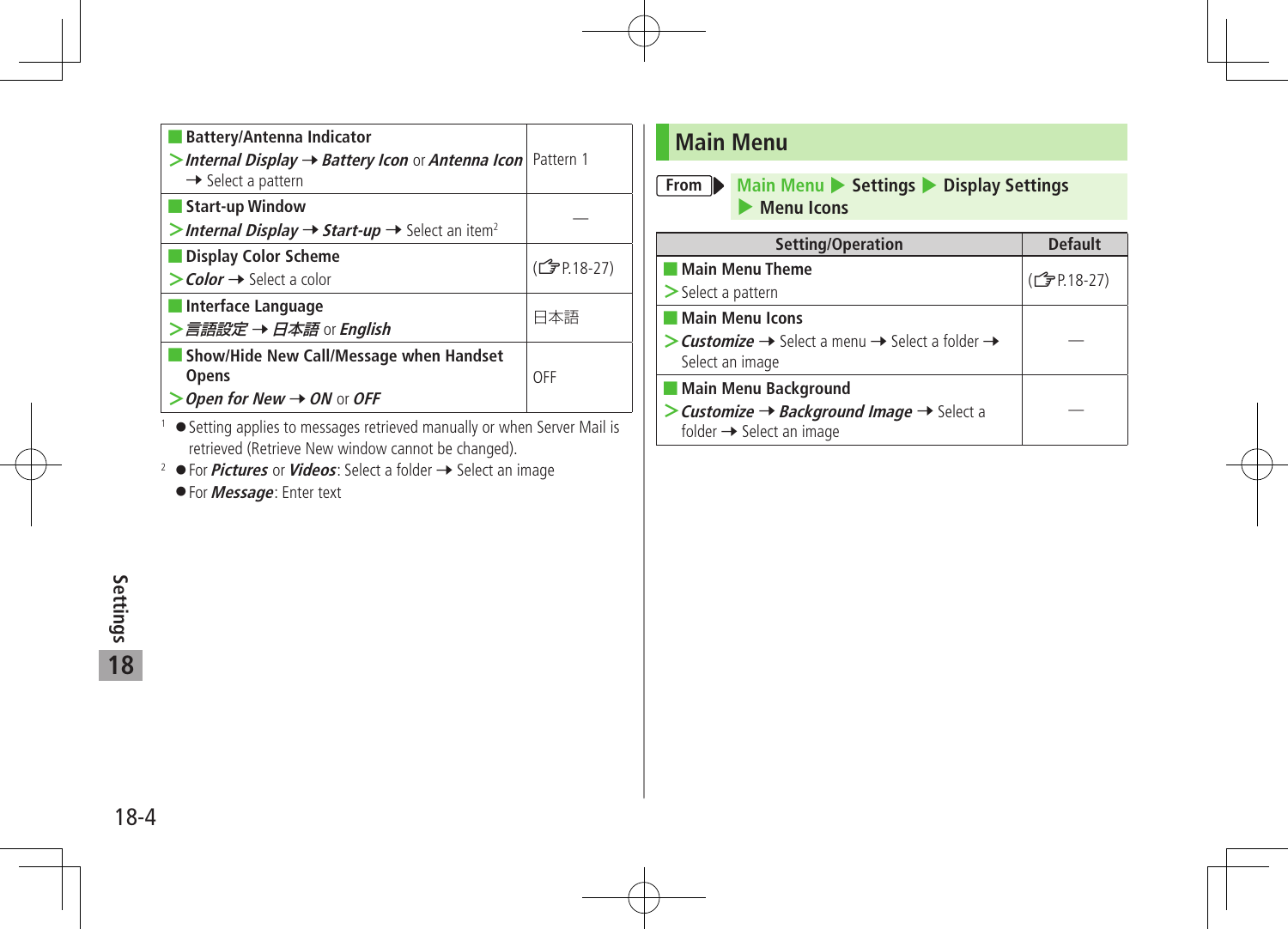| Setting/Operation | Default |
|---|---|
| **Battery/Antenna Indicator**<br>> ***Internal Display*** → ***Battery Icon*** or ***Antenna Icon*** → Select a pattern | Pattern 1 |
| **Start-up Window**<br>> ***Internal Display*** → ***Start-up*** → Select an item[2] | — |
| **Display Color Scheme**<br>> ***Color*** → Select a color | (☞P.18-27) |
| **Interface Language**<br>> ***言語設定*** → ***日本語*** or ***English*** | 日本語 |
| **Show/Hide New Call/Message when Handset Opens**<br>> ***Open for New*** → ***ON*** or ***OFF*** | OFF |

[1] ● Setting applies to messages retrieved manually or when Server Mail is retrieved (Retrieve New window cannot be changed).

[2] ● For ***Pictures*** or ***Videos***: Select a folder → Select an image
● For ***Message***: Enter text

## Main Menu

**From** ▶ Main Menu ▶ **Settings** ▶ **Display Settings** ▶ **Menu Icons**

| Setting/Operation | Default |
|---|---|
| **Main Menu Theme**<br>> Select a pattern | (☞P.18-27) |
| **Main Menu Icons**<br>> ***Customize*** → Select a menu → Select a folder → Select an image | — |
| **Main Menu Background**<br>> ***Customize*** → ***Background Image*** → Select a folder → Select an image | — |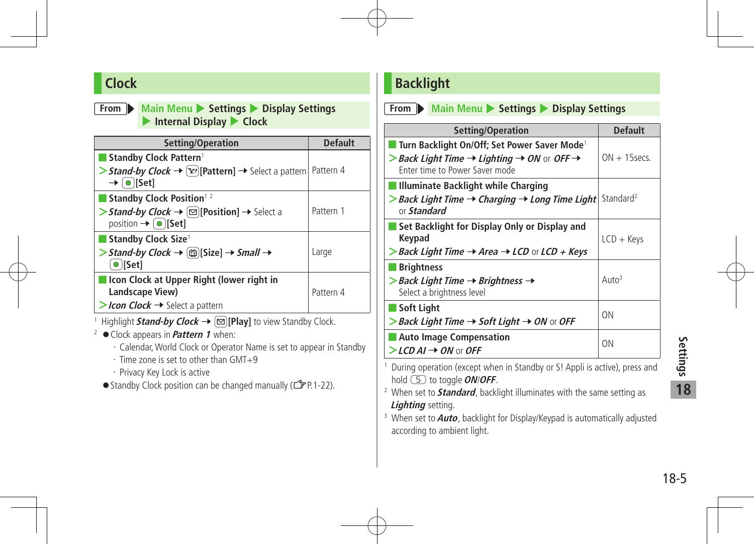## Clock

**From** Main Menu ▶ Settings ▶ Display Settings ▶ Internal Display ▶ Clock

| Setting/Operation | Default |
|---|---|
| **Standby Clock Pattern**[1]<br>> ***Stand-by Clock*** ➝ **[Pattern]** ➝ Select a pattern ➝ **[Set]** | Pattern 4 |
| **Standby Clock Position**[1 2]<br>> ***Stand-by Clock*** ➝ **[Position]** ➝ Select a position ➝ **[Set]** | Pattern 1 |
| **Standby Clock Size**[1]<br>> ***Stand-by Clock*** ➝ **[Size]** ➝ ***Small*** ➝ **[Set]** | Large |
| **Icon Clock at Upper Right (lower right in Landscape View)**<br>> ***Icon Clock*** ➝ Select a pattern | Pattern 4 |

[1] Highlight ***Stand-by Clock*** ➝ **[Play]** to view Standby Clock.

[2] ● Clock appears in ***Pattern 1*** when:
- Calendar, World Clock or Operator Name is set to appear in Standby
- Time zone is set to other than GMT+9
- Privacy Key Lock is active

● Standby Clock position can be changed manually (☞P.1-22).

## Backlight

**From** Main Menu ▶ Settings ▶ Display Settings

| Setting/Operation | Default |
|---|---|
| **Turn Backlight On/Off; Set Power Saver Mode**[1]<br>> ***Back Light Time*** ➝ ***Lighting*** ➝ ***ON*** or ***OFF*** ➝ Enter time to Power Saver mode | ON + 15secs. |
| **Illuminate Backlight while Charging**<br>> ***Back Light Time*** ➝ ***Charging*** ➝ ***Long Time Light*** or ***Standard*** | Standard[2] |
| **Set Backlight for Display Only or Display and Keypad**<br>> ***Back Light Time*** ➝ ***Area*** ➝ ***LCD*** or ***LCD + Keys*** | LCD + Keys |
| **Brightness**<br>> ***Back Light Time*** ➝ ***Brightness*** ➝ Select a brightness level | Auto[3] |
| **Soft Light**<br>> ***Back Light Time*** ➝ ***Soft Light*** ➝ ***ON*** or ***OFF*** | ON |
| **Auto Image Compensation**<br>> ***LCD AI*** ➝ ***ON*** or ***OFF*** | ON |

[1] During operation (except when in Standby or S! Appli is active), press and hold 5 to toggle ***ON***/***OFF***.

[2] When set to ***Standard***, backlight illuminates with the same setting as ***Lighting*** setting.

[3] When set to ***Auto***, backlight for Display/Keypad is automatically adjusted according to ambient light.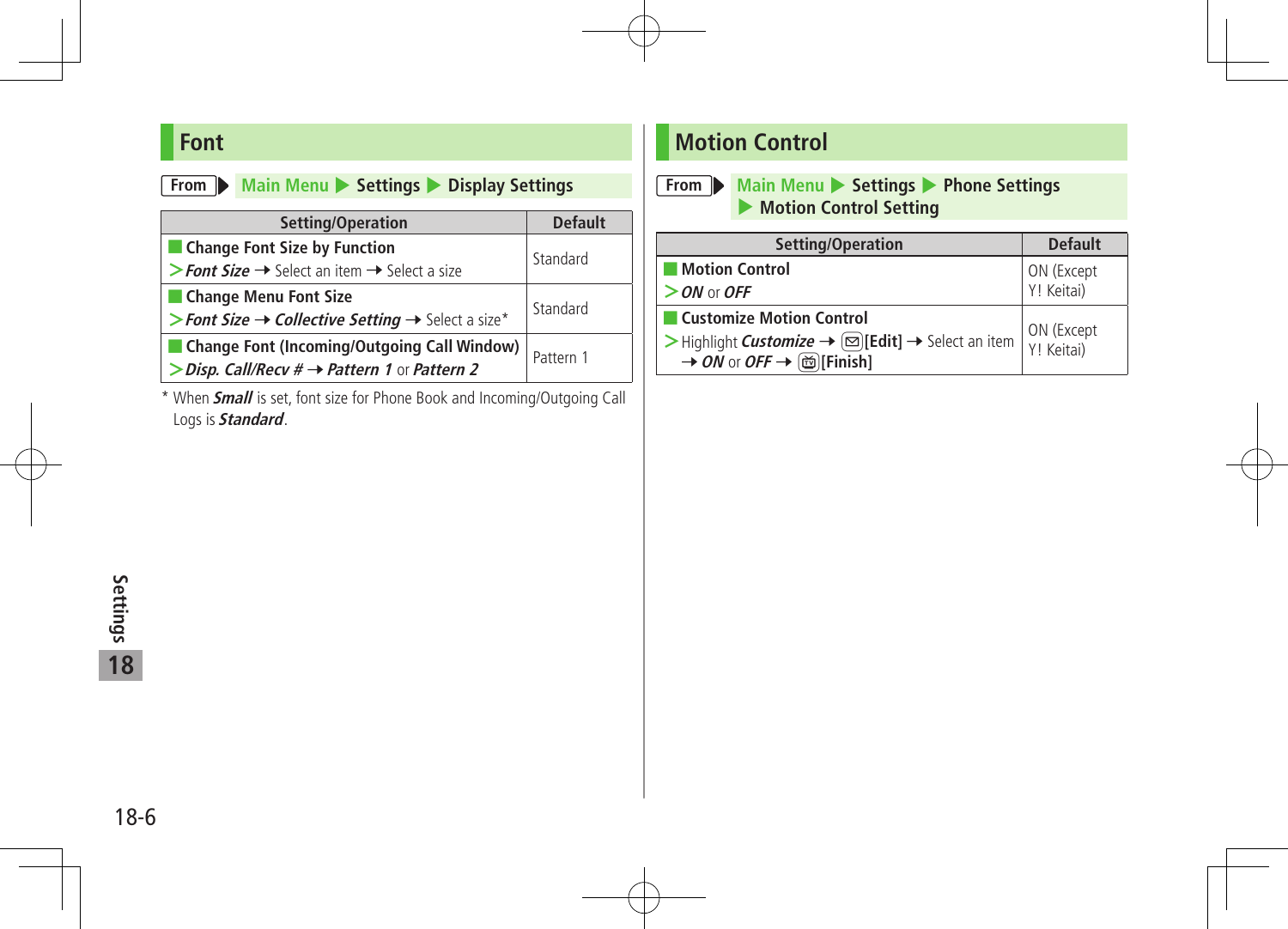## Font

**From** ▶ Main Menu ▶ Settings ▶ Display Settings

| Setting/Operation | Default |
|---|---|
| **Change Font Size by Function**<br>> ***Font Size*** → Select an item → Select a size | Standard |
| **Change Menu Font Size**<br>> ***Font Size*** → ***Collective Setting*** → Select a size* | Standard |
| **Change Font (Incoming/Outgoing Call Window)**<br>> ***Disp. Call/Recv #*** → ***Pattern 1*** or ***Pattern 2*** | Pattern 1 |

* When ***Small*** is set, font size for Phone Book and Incoming/Outgoing Call Logs is ***Standard***.

## Motion Control

**From** ▶ Main Menu ▶ Settings ▶ Phone Settings ▶ Motion Control Setting

| Setting/Operation | Default |
|---|---|
| **Motion Control**<br>> ***ON*** or ***OFF*** | ON (Except Y! Keitai) |
| **Customize Motion Control**<br>> Highlight ***Customize*** → [Edit] → Select an item → ***ON*** or ***OFF*** → [Finish] | ON (Except Y! Keitai) |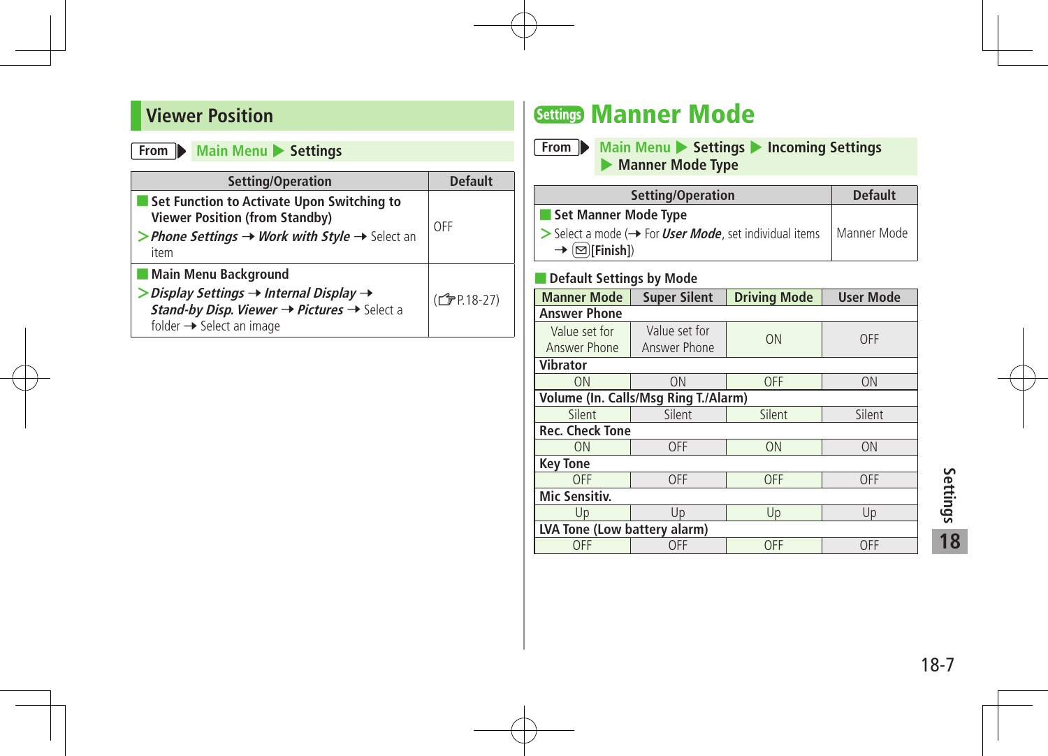## Viewer Position

**From** Main Menu ▶ Settings

| Setting/Operation | Default |
|---|---|
| ■ **Set Function to Activate Upon Switching to Viewer Position (from Standby)**<br>> ***Phone Settings*** → ***Work with Style*** → Select an item | OFF |
| ■ **Main Menu Background**<br>> ***Display Settings*** → ***Internal Display*** → ***Stand-by Disp. Viewer*** → ***Pictures*** → Select a folder → Select an image | (☞P.18-27) |

## Settings Manner Mode

**From** Main Menu ▶ Settings ▶ Incoming Settings ▶ Manner Mode Type

| Setting/Operation | Default |
|---|---|
| ■ **Set Manner Mode Type**<br>> Select a mode (→ For ***User Mode***, set individual items → ✉**[Finish]**) | Manner Mode |

■ **Default Settings by Mode**

| Manner Mode | Super Silent | Driving Mode | User Mode |
|---|---|---|---|
| **Answer Phone** | | | |
| Value set for Answer Phone | Value set for Answer Phone | ON | OFF |
| **Vibrator** | | | |
| ON | ON | OFF | ON |
| **Volume (In. Calls/Msg Ring T./Alarm)** | | | |
| Silent | Silent | Silent | Silent |
| **Rec. Check Tone** | | | |
| ON | OFF | ON | ON |
| **Key Tone** | | | |
| OFF | OFF | OFF | OFF |
| **Mic Sensitiv.** | | | |
| Up | Up | Up | Up |
| **LVA Tone (Low battery alarm)** | | | |
| OFF | OFF | OFF | OFF |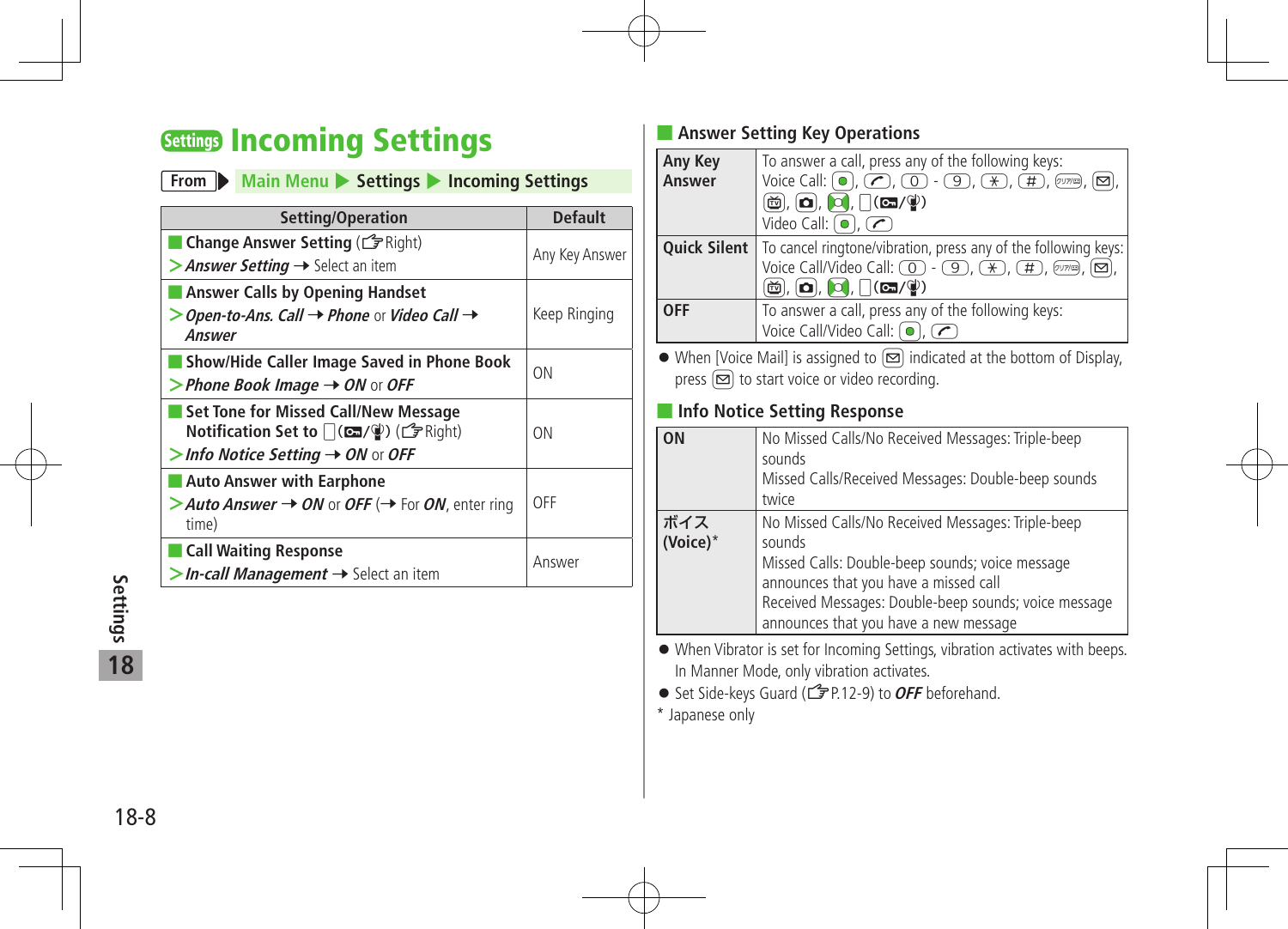# Settings Incoming Settings

**From** ▶ Main Menu ▶ Settings ▶ Incoming Settings

| Setting/Operation | Default |
|---|---|
| **Change Answer Setting** (☞Right)<br>> *Answer Setting* → Select an item | Any Key Answer |
| **Answer Calls by Opening Handset**<br>> *Open-to-Ans. Call* → *Phone* or *Video Call* → *Answer* | Keep Ringing |
| **Show/Hide Caller Image Saved in Phone Book**<br>> *Phone Book Image* → *ON* or *OFF* | ON |
| **Set Tone for Missed Call/New Message Notification Set to** ( / ) (☞Right)<br>> *Info Notice Setting* → *ON* or *OFF* | ON |
| **Auto Answer with Earphone**<br>> *Auto Answer* → *ON* or *OFF* (→ For *ON*, enter ring time) | OFF |
| **Call Waiting Response**<br>> *In-call Management* → Select an item | Answer |

## Answer Setting Key Operations

| | |
|---|---|
| **Any Key Answer** | To answer a call, press any of the following keys:<br>Voice Call: , , 0 - 9, *, #, , , , , , ( / )<br>Video Call: , |
| **Quick Silent** | To cancel ringtone/vibration, press any of the following keys:<br>Voice Call/Video Call: 0 - 9, *, #, , , , , , ( / ) |
| **OFF** | To answer a call, press any of the following keys:<br>Voice Call/Video Call: , |

- When [Voice Mail] is assigned to  indicated at the bottom of Display, press  to start voice or video recording.

## Info Notice Setting Response

| | |
|---|---|
| **ON** | No Missed Calls/No Received Messages: Triple-beep sounds<br>Missed Calls/Received Messages: Double-beep sounds twice |
| **ボイス (Voice)*** | No Missed Calls/No Received Messages: Triple-beep sounds<br>Missed Calls: Double-beep sounds; voice message announces that you have a missed call<br>Received Messages: Double-beep sounds; voice message announces that you have a new message |

- When Vibrator is set for Incoming Settings, vibration activates with beeps. In Manner Mode, only vibration activates.
- Set Side-keys Guard (☞P.12-9) to ***OFF*** beforehand.

\* Japanese only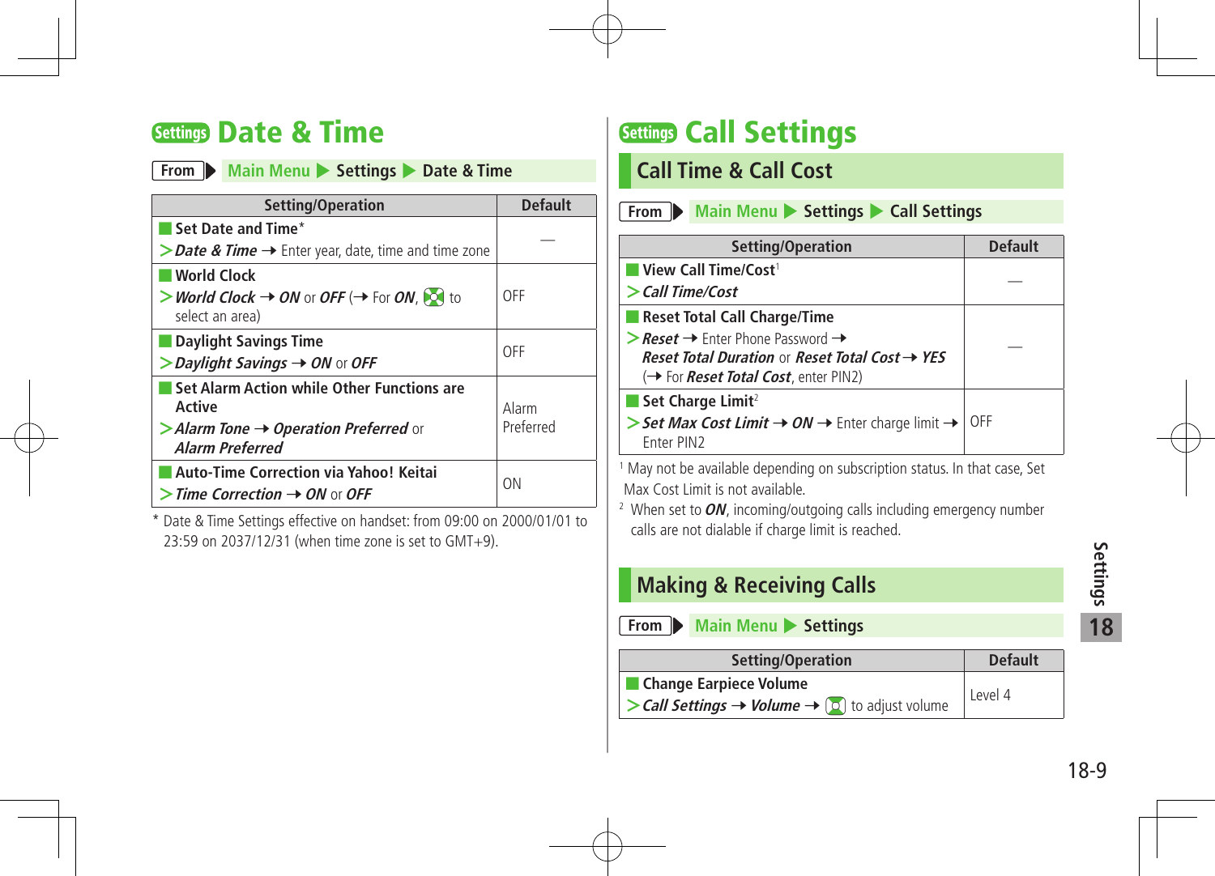# Settings Date & Time

**From** ▶ Main Menu ▶ Settings ▶ Date & Time

| Setting/Operation | Default |
|---|---|
| **Set Date and Time*** <br> > ***Date & Time*** → Enter year, date, time and time zone | — |
| **World Clock** <br> > ***World Clock*** → ***ON*** or ***OFF*** (→ For ***ON***, to select an area) | OFF |
| **Daylight Savings Time** <br> > ***Daylight Savings*** → ***ON*** or ***OFF*** | OFF |
| **Set Alarm Action while Other Functions are Active** <br> > ***Alarm Tone*** → ***Operation Preferred*** or ***Alarm Preferred*** | Alarm Preferred |
| **Auto-Time Correction via Yahoo! Keitai** <br> > ***Time Correction*** → ***ON*** or ***OFF*** | ON |

* Date & Time Settings effective on handset: from 09:00 on 2000/01/01 to 23:59 on 2037/12/31 (when time zone is set to GMT+9).

# Settings Call Settings

## Call Time & Call Cost

**From** ▶ Main Menu ▶ Settings ▶ Call Settings

| Setting/Operation | Default |
|---|---|
| **View Call Time/Cost**[1] <br> > ***Call Time/Cost*** | — |
| **Reset Total Call Charge/Time** <br> > ***Reset*** → Enter Phone Password → ***Reset Total Duration*** or ***Reset Total Cost*** → ***YES*** (→ For ***Reset Total Cost***, enter PIN2) | — |
| **Set Charge Limit**[2] <br> > ***Set Max Cost Limit*** → ***ON*** → Enter charge limit → Enter PIN2 | OFF |

[1] May not be available depending on subscription status. In that case, Set Max Cost Limit is not available.

[2] When set to ***ON***, incoming/outgoing calls including emergency number calls are not dialable if charge limit is reached.

## Making & Receiving Calls

**From** ▶ Main Menu ▶ Settings

| Setting/Operation | Default |
|---|---|
| **Change Earpiece Volume** <br> > ***Call Settings*** → ***Volume*** → to adjust volume | Level 4 |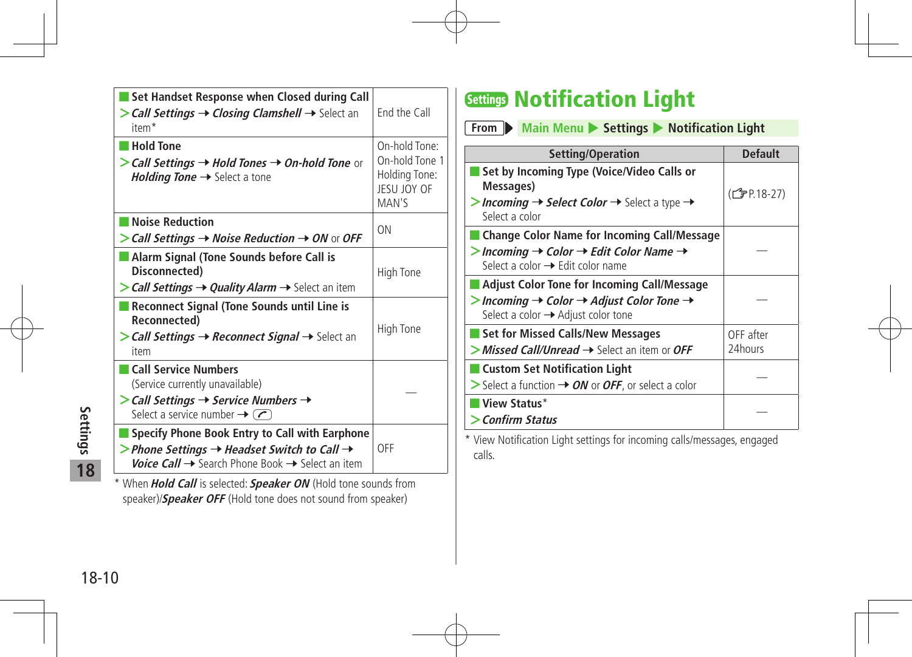| | |
|---|---|
| **Set Handset Response when Closed during Call**<br>> ***Call Settings*** → ***Closing Clamshell*** → Select an item* | End the Call |
| **Hold Tone**<br>> ***Call Settings*** → ***Hold Tones*** → ***On-hold Tone*** or ***Holding Tone*** → Select a tone | On-hold Tone: On-hold Tone 1<br>Holding Tone: JESU JOY OF MAN'S |
| **Noise Reduction**<br>> ***Call Settings*** → ***Noise Reduction*** → ***ON*** or ***OFF*** | ON |
| **Alarm Signal (Tone Sounds before Call is Disconnected)**<br>> ***Call Settings*** → ***Quality Alarm*** → Select an item | High Tone |
| **Reconnect Signal (Tone Sounds until Line is Reconnected)**<br>> ***Call Settings*** → ***Reconnect Signal*** → Select an item | High Tone |
| **Call Service Numbers**<br>(Service currently unavailable)<br>> ***Call Settings*** → ***Service Numbers*** → Select a service number → [Call key] | — |
| **Specify Phone Book Entry to Call with Earphone**<br>> ***Phone Settings*** → ***Headset Switch to Call*** → ***Voice Call*** → Search Phone Book → Select an item | OFF |

* When ***Hold Call*** is selected: ***Speaker ON*** (Hold tone sounds from speaker)/***Speaker OFF*** (Hold tone does not sound from speaker)

# Settings Notification Light

**From** Main Menu ▶ Settings ▶ Notification Light

| Setting/Operation | Default |
|---|---|
| **Set by Incoming Type (Voice/Video Calls or Messages)**<br>> ***Incoming*** → ***Select Color*** → Select a type → Select a color | (☞P.18-27) |
| **Change Color Name for Incoming Call/Message**<br>> ***Incoming*** → ***Color*** → ***Edit Color Name*** → Select a color → Edit color name | — |
| **Adjust Color Tone for Incoming Call/Message**<br>> ***Incoming*** → ***Color*** → ***Adjust Color Tone*** → Select a color → Adjust color tone | — |
| **Set for Missed Calls/New Messages**<br>> ***Missed Call/Unread*** → Select an item or ***OFF*** | OFF after 24hours |
| **Custom Set Notification Light**<br>> Select a function → ***ON*** or ***OFF***, or select a color | — |
| **View Status***<br>> ***Confirm Status*** | — |

* View Notification Light settings for incoming calls/messages, engaged calls.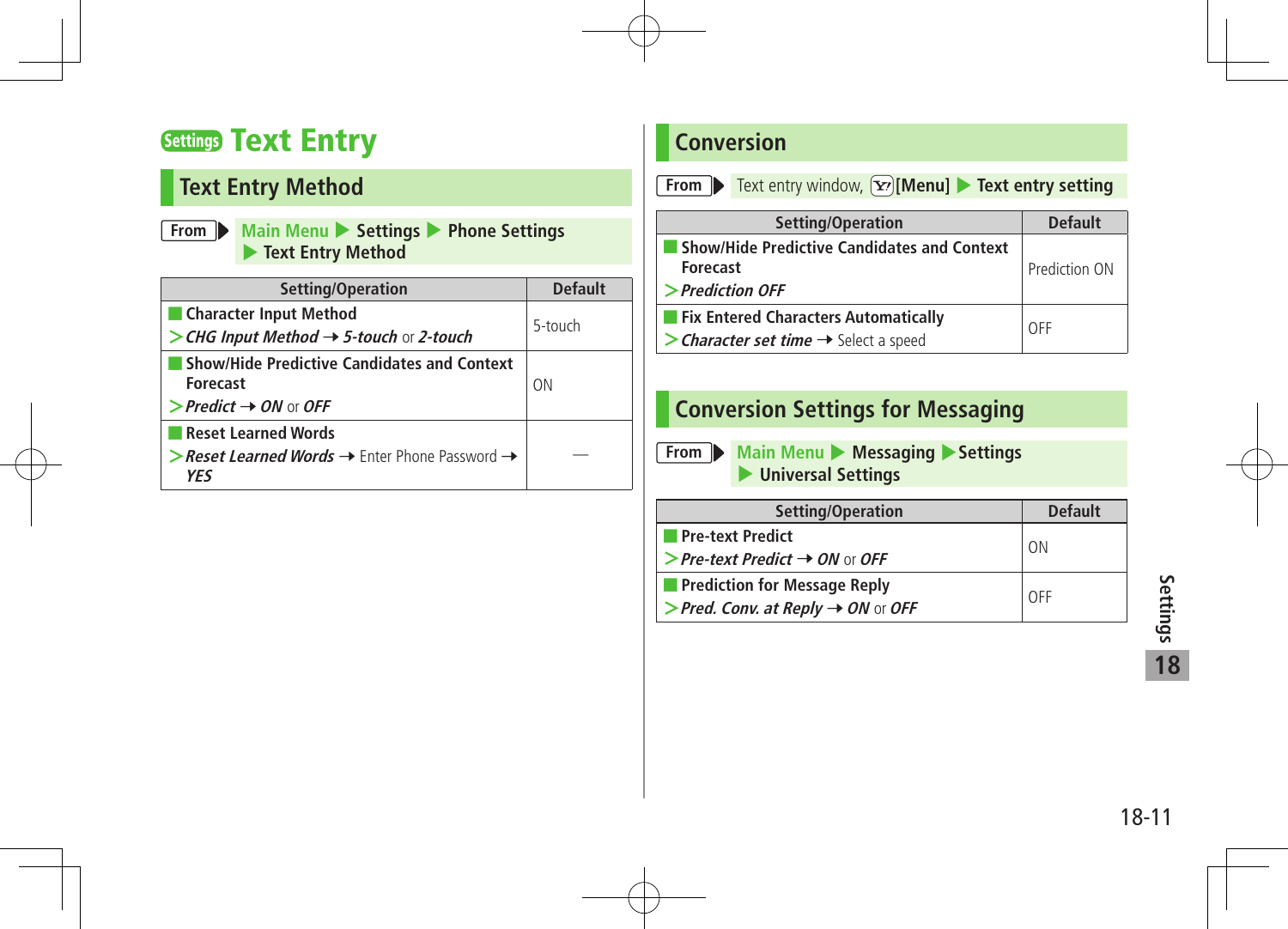# Settings Text Entry

## Text Entry Method

**From** ▶ Main Menu ▶ Settings ▶ Phone Settings ▶ Text Entry Method

| Setting/Operation | Default |
|---|---|
| **Character Input Method**<br>> *CHG Input Method* → *5-touch* or *2-touch* | 5-touch |
| **Show/Hide Predictive Candidates and Context Forecast**<br>> *Predict* → *ON* or *OFF* | ON |
| **Reset Learned Words**<br>> *Reset Learned Words* → Enter Phone Password → *YES* | — |

## Conversion

**From** ▶ Text entry window, [Y!][Menu] ▶ Text entry setting

| Setting/Operation | Default |
|---|---|
| **Show/Hide Predictive Candidates and Context Forecast**<br>> *Prediction OFF* | Prediction ON |
| **Fix Entered Characters Automatically**<br>> *Character set time* → Select a speed | OFF |

## Conversion Settings for Messaging

**From** ▶ Main Menu ▶ Messaging ▶ Settings ▶ Universal Settings

| Setting/Operation | Default |
|---|---|
| **Pre-text Predict**<br>> *Pre-text Predict* → *ON* or *OFF* | ON |
| **Prediction for Message Reply**<br>> *Pred. Conv. at Reply* → *ON* or *OFF* | OFF |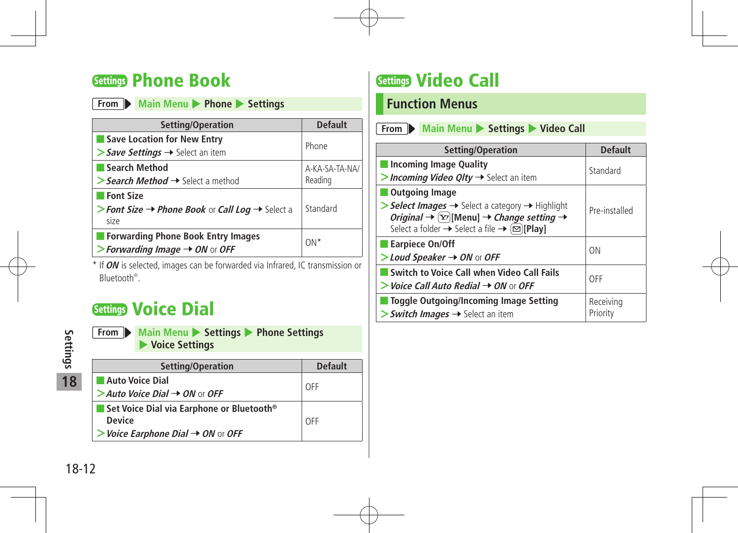# Settings Phone Book

From ▶ Main Menu ▶ Phone ▶ Settings

| Setting/Operation | Default |
|---|---|
| **Save Location for New Entry**<br>> ***Save Settings*** → Select an item | Phone |
| **Search Method**<br>> ***Search Method*** → Select a method | A-KA-SA-TA-NA/Reading |
| **Font Size**<br>> ***Font Size*** → ***Phone Book*** or ***Call Log*** → Select a size | Standard |
| **Forwarding Phone Book Entry Images**<br>> ***Forwarding Image*** → ***ON*** or ***OFF*** | ON* |

\* If ***ON*** is selected, images can be forwarded via Infrared, IC transmission or Bluetooth®.

# Settings Voice Dial

From ▶ Main Menu ▶ Settings ▶ Phone Settings ▶ Voice Settings

| Setting/Operation | Default |
|---|---|
| **Auto Voice Dial**<br>> ***Auto Voice Dial*** → ***ON*** or ***OFF*** | OFF |
| **Set Voice Dial via Earphone or Bluetooth® Device**<br>> ***Voice Earphone Dial*** → ***ON*** or ***OFF*** | OFF |

# Settings Video Call

## Function Menus

From ▶ Main Menu ▶ Settings ▶ Video Call

| Setting/Operation | Default |
|---|---|
| **Incoming Image Quality**<br>> ***Incoming Video Qlty*** → Select an item | Standard |
| **Outgoing Image**<br>> ***Select Images*** → Select a category → Highlight ***Original*** → [Y!][Menu] → ***Change setting*** → Select a folder → Select a file → [✉][Play] | Pre-installed |
| **Earpiece On/Off**<br>> ***Loud Speaker*** → ***ON*** or ***OFF*** | ON |
| **Switch to Voice Call when Video Call Fails**<br>> ***Voice Call Auto Redial*** → ***ON*** or ***OFF*** | OFF |
| **Toggle Outgoing/Incoming Image Setting**<br>> ***Switch Images*** → Select an item | Receiving Priority |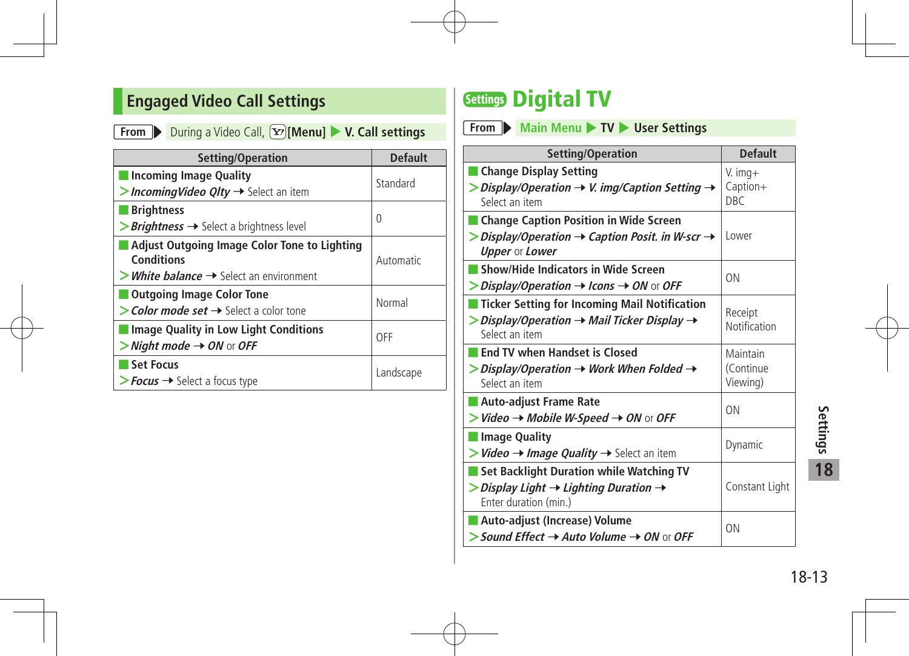## Engaged Video Call Settings

**From** ▶ During a Video Call, [Y!] **[Menu]** ▶ **V. Call settings**

| Setting/Operation | Default |
|---|---|
| **Incoming Image Quality**<br>> ***IncomingVideo Qlty*** → Select an item | Standard |
| **Brightness**<br>> ***Brightness*** → Select a brightness level | 0 |
| **Adjust Outgoing Image Color Tone to Lighting Conditions**<br>> ***White balance*** → Select an environment | Automatic |
| **Outgoing Image Color Tone**<br>> ***Color mode set*** → Select a color tone | Normal |
| **Image Quality in Low Light Conditions**<br>> ***Night mode*** → ***ON*** or ***OFF*** | OFF |
| **Set Focus**<br>> ***Focus*** → Select a focus type | Landscape |

## Settings Digital TV

**From** ▶ Main Menu ▶ **TV** ▶ **User Settings**

| Setting/Operation | Default |
|---|---|
| **Change Display Setting**<br>> ***Display/Operation*** → ***V. img/Caption Setting*** → Select an item | V. img+ Caption+ DBC |
| **Change Caption Position in Wide Screen**<br>> ***Display/Operation*** → ***Caption Posit. in W-scr*** → ***Upper*** or ***Lower*** | Lower |
| **Show/Hide Indicators in Wide Screen**<br>> ***Display/Operation*** → ***Icons*** → ***ON*** or ***OFF*** | ON |
| **Ticker Setting for Incoming Mail Notification**<br>> ***Display/Operation*** → ***Mail Ticker Display*** → Select an item | Receipt Notification |
| **End TV when Handset is Closed**<br>> ***Display/Operation*** → ***Work When Folded*** → Select an item | Maintain (Continue Viewing) |
| **Auto-adjust Frame Rate**<br>> ***Video*** → ***Mobile W-Speed*** → ***ON*** or ***OFF*** | ON |
| **Image Quality**<br>> ***Video*** → ***Image Quality*** → Select an item | Dynamic |
| **Set Backlight Duration while Watching TV**<br>> ***Display Light*** → ***Lighting Duration*** → Enter duration (min.) | Constant Light |
| **Auto-adjust (Increase) Volume**<br>> ***Sound Effect*** → ***Auto Volume*** → ***ON*** or ***OFF*** | ON |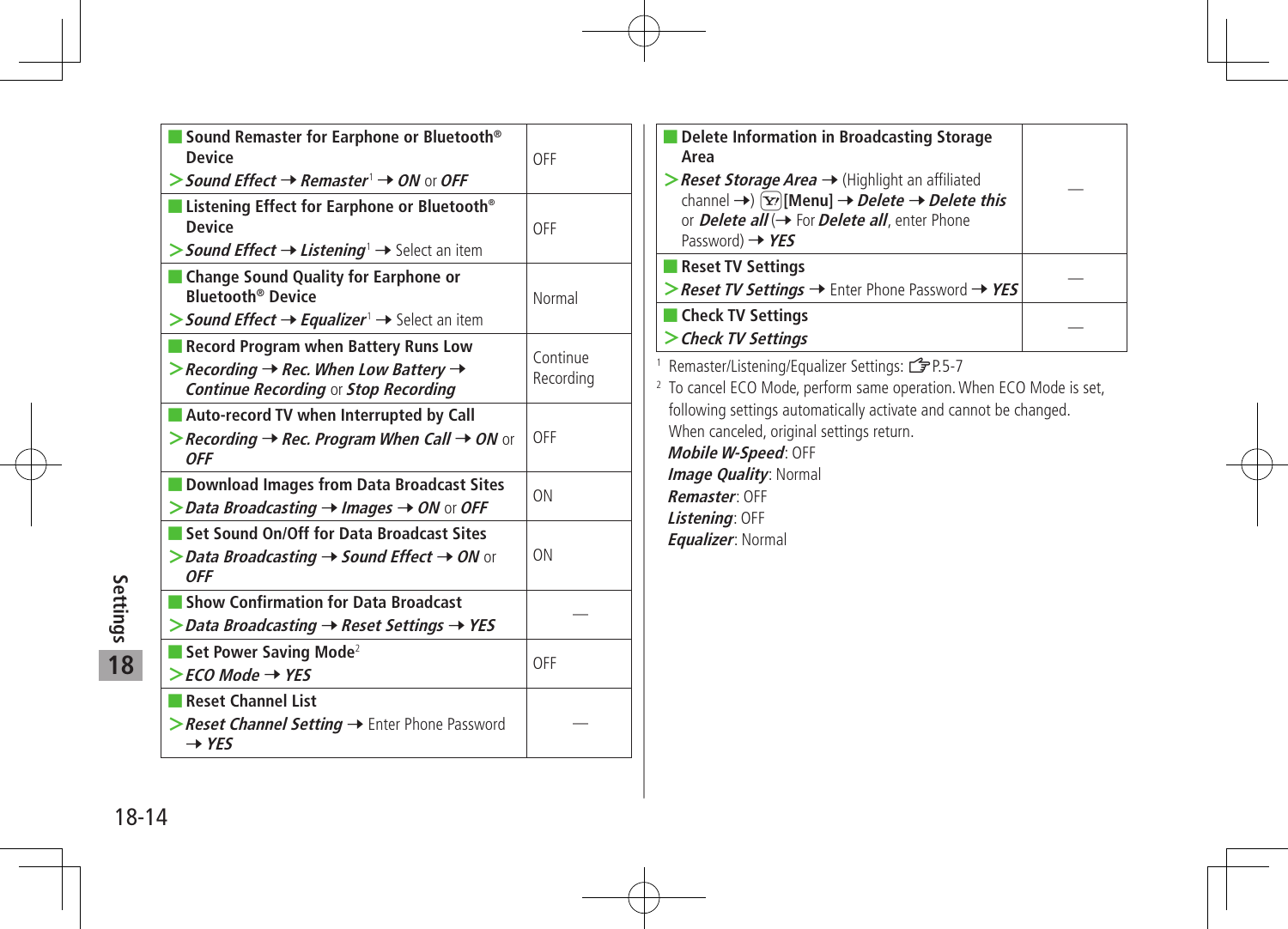| Setting | Default |
|---|---|
| **Sound Remaster for Earphone or Bluetooth® Device**<br>> ***Sound Effect*** → ***Remaster***[1] → ***ON*** or ***OFF*** | OFF |
| **Listening Effect for Earphone or Bluetooth® Device**<br>> ***Sound Effect*** → ***Listening***[1] → Select an item | OFF |
| **Change Sound Quality for Earphone or Bluetooth® Device**<br>> ***Sound Effect*** → ***Equalizer***[1] → Select an item | Normal |
| **Record Program when Battery Runs Low**<br>> ***Recording*** → ***Rec. When Low Battery*** → ***Continue Recording*** or ***Stop Recording*** | Continue Recording |
| **Auto-record TV when Interrupted by Call**<br>> ***Recording*** → ***Rec. Program When Call*** → ***ON*** or ***OFF*** | OFF |
| **Download Images from Data Broadcast Sites**<br>> ***Data Broadcasting*** → ***Images*** → ***ON*** or ***OFF*** | ON |
| **Set Sound On/Off for Data Broadcast Sites**<br>> ***Data Broadcasting*** → ***Sound Effect*** → ***ON*** or ***OFF*** | ON |
| **Show Confirmation for Data Broadcast**<br>> ***Data Broadcasting*** → ***Reset Settings*** → ***YES*** | — |
| **Set Power Saving Mode**[2]<br>> ***ECO Mode*** → ***YES*** | OFF |
| **Reset Channel List**<br>> ***Reset Channel Setting*** → Enter Phone Password → ***YES*** | — |
| **Delete Information in Broadcasting Storage Area**<br>> ***Reset Storage Area*** → (Highlight an affiliated channel →) [Y!] **[Menu]** → ***Delete*** → ***Delete this*** or ***Delete all*** (→ For ***Delete all***, enter Phone Password) → ***YES*** | — |
| **Reset TV Settings**<br>> ***Reset TV Settings*** → Enter Phone Password → ***YES*** | — |
| **Check TV Settings**<br>> ***Check TV Settings*** | — |

[1] Remaster/Listening/Equalizer Settings: ☞P.5-7

[2] To cancel ECO Mode, perform same operation. When ECO Mode is set, following settings automatically activate and cannot be changed. When canceled, original settings return.
***Mobile W-Speed***: OFF
***Image Quality***: Normal
***Remaster***: OFF
***Listening***: OFF
***Equalizer***: Normal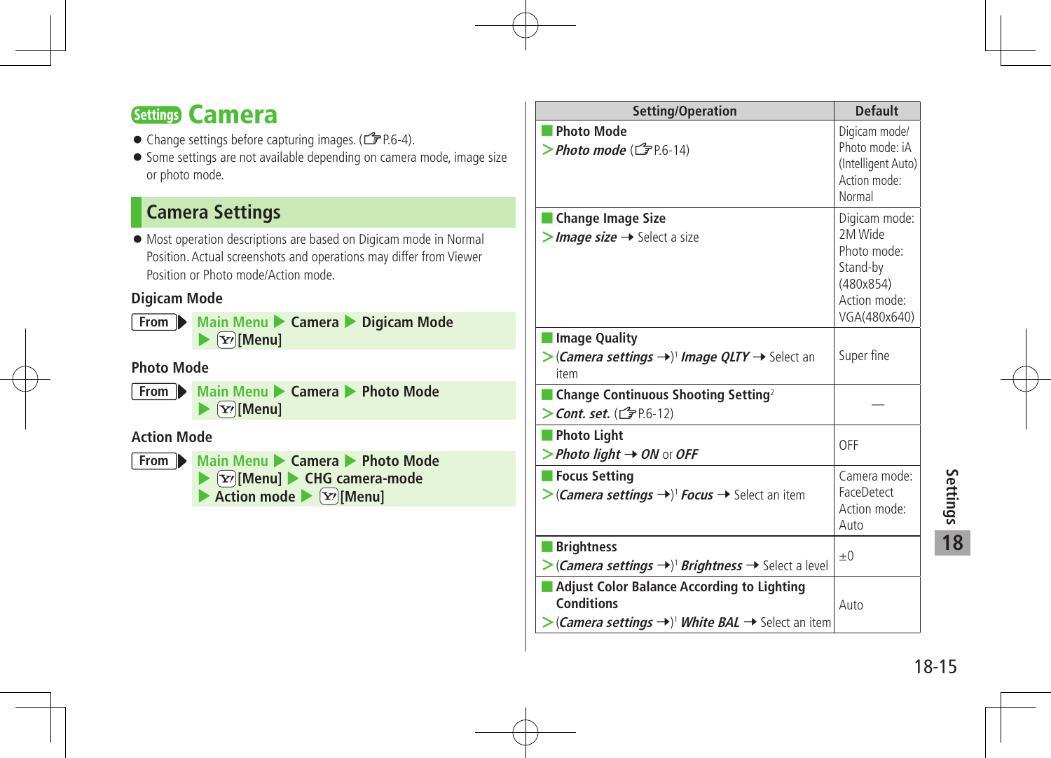# Settings Camera

- Change settings before capturing images. (☞P.6-4).
- Some settings are not available depending on camera mode, image size or photo mode.

## Camera Settings

- Most operation descriptions are based on Digicam mode in Normal Position. Actual screenshots and operations may differ from Viewer Position or Photo mode/Action mode.

### Digicam Mode

**From** Main Menu ▶ Camera ▶ Digicam Mode ▶ [Menu]

### Photo Mode

**From** Main Menu ▶ Camera ▶ Photo Mode ▶ [Menu]

### Action Mode

**From** Main Menu ▶ Camera ▶ Photo Mode ▶ [Menu] ▶ CHG camera-mode ▶ Action mode ▶ [Menu]

| Setting/Operation | Default |
|---|---|
| **Photo Mode**<br>> ***Photo mode*** (☞P.6-14) | Digicam mode/ Photo mode: iA (Intelligent Auto)<br>Action mode: Normal |
| **Change Image Size**<br>> ***Image size*** → Select a size | Digicam mode: 2M Wide<br>Photo mode: Stand-by (480x854)<br>Action mode: VGA(480x640) |
| **Image Quality**<br>> (***Camera settings*** →)[1] ***Image QLTY*** → Select an item | Super fine |
| **Change Continuous Shooting Setting**[2]<br>> ***Cont. set.*** (☞P.6-12) | — |
| **Photo Light**<br>> ***Photo light*** → ***ON*** or ***OFF*** | OFF |
| **Focus Setting**<br>> (***Camera settings*** →)[1] ***Focus*** → Select an item | Camera mode: FaceDetect<br>Action mode: Auto |
| **Brightness**<br>> (***Camera settings*** →)[1] ***Brightness*** → Select a level | ±0 |
| **Adjust Color Balance According to Lighting Conditions**<br>> (***Camera settings*** →)[1] ***White BAL*** → Select an item | Auto |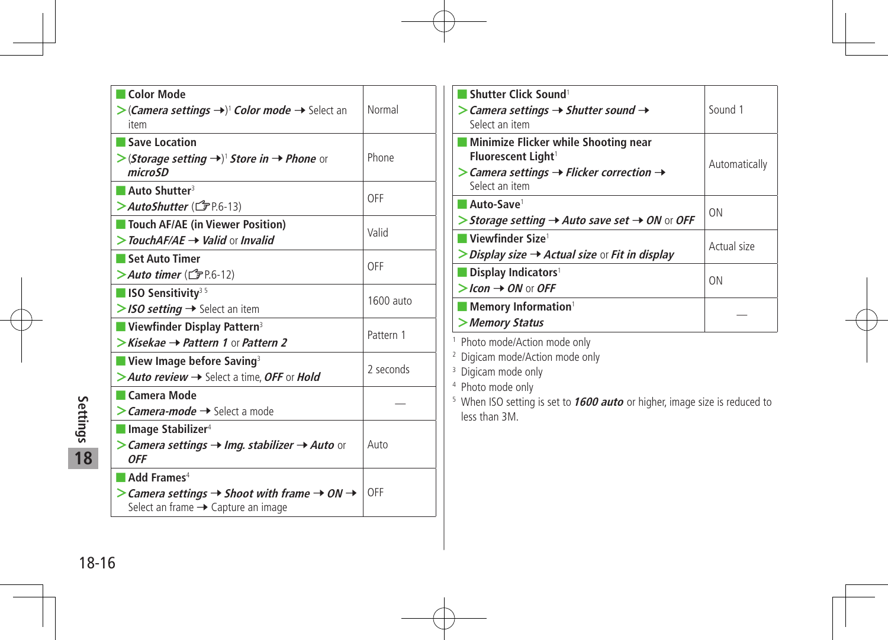| Setting | Default |
| --- | --- |
| **Color Mode**<br>> (*Camera settings* →)[1] *Color mode* → Select an item | Normal |
| **Save Location**<br>> (*Storage setting* →)[1] *Store in* → *Phone* or *microSD* | Phone |
| **Auto Shutter**[3]<br>> *AutoShutter* (☞P.6-13) | OFF |
| **Touch AF/AE (in Viewer Position)**<br>> *TouchAF/AE* → *Valid* or *Invalid* | Valid |
| **Set Auto Timer**<br>> *Auto timer* (☞P.6-12) | OFF |
| **ISO Sensitivity**[3 5]<br>> *ISO setting* → Select an item | 1600 auto |
| **Viewfinder Display Pattern**[3]<br>> *Kisekae* → *Pattern 1* or *Pattern 2* | Pattern 1 |
| **View Image before Saving**[3]<br>> *Auto review* → Select a time, *OFF* or *Hold* | 2 seconds |
| **Camera Mode**<br>> *Camera-mode* → Select a mode | — |
| **Image Stabilizer**[4]<br>> *Camera settings* → *Img. stabilizer* → *Auto* or *OFF* | Auto |
| **Add Frames**[4]<br>> *Camera settings* → *Shoot with frame* → *ON* → Select an frame → Capture an image | OFF |
| **Shutter Click Sound**[1]<br>> *Camera settings* → *Shutter sound* → Select an item | Sound 1 |
| **Minimize Flicker while Shooting near Fluorescent Light**[1]<br>> *Camera settings* → *Flicker correction* → Select an item | Automatically |
| **Auto-Save**[1]<br>> *Storage setting* → *Auto save set* → *ON* or *OFF* | ON |
| **Viewfinder Size**[1]<br>> *Display size* → *Actual size* or *Fit in display* | Actual size |
| **Display Indicators**[1]<br>> *Icon* → *ON* or *OFF* | ON |
| **Memory Information**[1]<br>> *Memory Status* | — |

1 Photo mode/Action mode only
2 Digicam mode/Action mode only
3 Digicam mode only
4 Photo mode only
5 When ISO setting is set to ***1600 auto*** or higher, image size is reduced to less than 3M.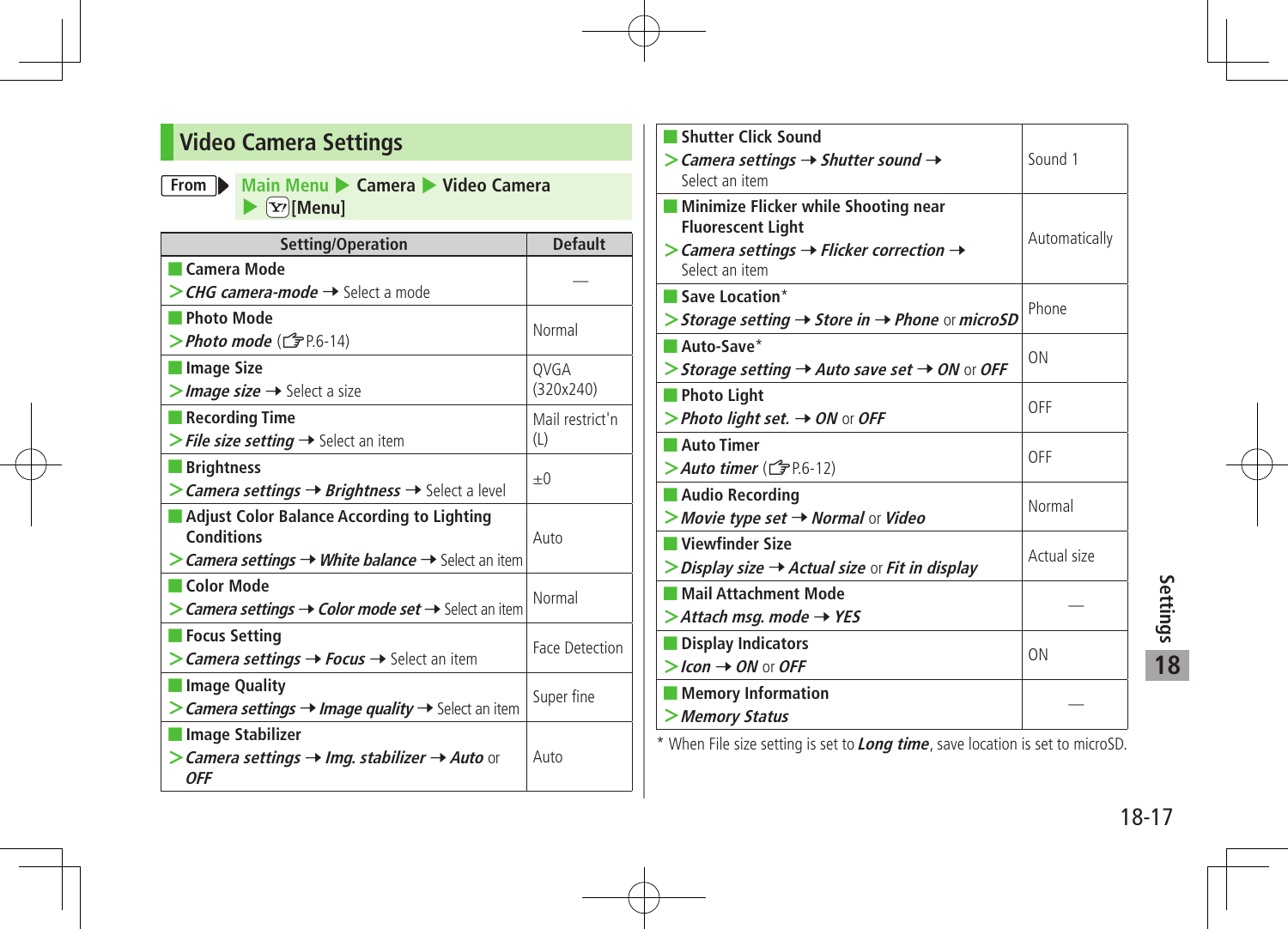## Video Camera Settings

**From** ▶ Main Menu ▶ Camera ▶ Video Camera ▶ [Y!][Menu]

| Setting/Operation | Default |
|---|---|
| **Camera Mode**<br>> *CHG camera-mode* ➝ Select a mode | — |
| **Photo Mode**<br>> *Photo mode* (☞P.6-14) | Normal |
| **Image Size**<br>> *Image size* ➝ Select a size | QVGA (320x240) |
| **Recording Time**<br>> *File size setting* ➝ Select an item | Mail restrict'n (L) |
| **Brightness**<br>> *Camera settings* ➝ *Brightness* ➝ Select a level | ±0 |
| **Adjust Color Balance According to Lighting Conditions**<br>> *Camera settings* ➝ *White balance* ➝ Select an item | Auto |
| **Color Mode**<br>> *Camera settings* ➝ *Color mode set* ➝ Select an item | Normal |
| **Focus Setting**<br>> *Camera settings* ➝ *Focus* ➝ Select an item | Face Detection |
| **Image Quality**<br>> *Camera settings* ➝ *Image quality* ➝ Select an item | Super fine |
| **Image Stabilizer**<br>> *Camera settings* ➝ *Img. stabilizer* ➝ *Auto* or *OFF* | Auto |
| **Shutter Click Sound**<br>> *Camera settings* ➝ *Shutter sound* ➝ Select an item | Sound 1 |
| **Minimize Flicker while Shooting near Fluorescent Light**<br>> *Camera settings* ➝ *Flicker correction* ➝ Select an item | Automatically |
| **Save Location***<br>> *Storage setting* ➝ *Store in* ➝ *Phone* or *microSD* | Phone |
| **Auto-Save***<br>> *Storage setting* ➝ *Auto save set* ➝ *ON* or *OFF* | ON |
| **Photo Light**<br>> *Photo light set.* ➝ *ON* or *OFF* | OFF |
| **Auto Timer**<br>> *Auto timer* (☞P.6-12) | OFF |
| **Audio Recording**<br>> *Movie type set* ➝ *Normal* or *Video* | Normal |
| **Viewfinder Size**<br>> *Display size* ➝ *Actual size* or *Fit in display* | Actual size |
| **Mail Attachment Mode**<br>> *Attach msg. mode* ➝ *YES* | — |
| **Display Indicators**<br>> *Icon* ➝ *ON* or *OFF* | ON |
| **Memory Information**<br>> *Memory Status* | — |

* When File size setting is set to ***Long time***, save location is set to microSD.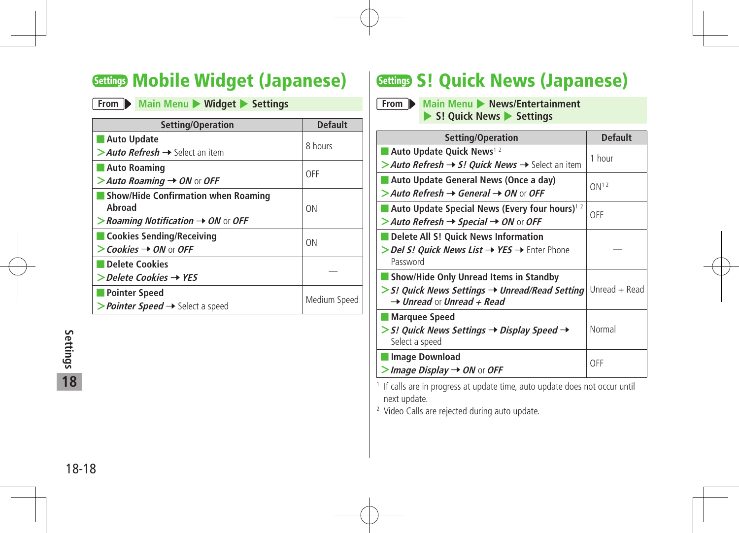# Settings Mobile Widget (Japanese)

From ▶ Main Menu ▶ Widget ▶ Settings

| Setting/Operation | Default |
|---|---|
| **Auto Update**<br>> ***Auto Refresh*** → Select an item | 8 hours |
| **Auto Roaming**<br>> ***Auto Roaming*** → ***ON*** or ***OFF*** | OFF |
| **Show/Hide Confirmation when Roaming Abroad**<br>> ***Roaming Notification*** → ***ON*** or ***OFF*** | ON |
| **Cookies Sending/Receiving**<br>> ***Cookies*** → ***ON*** or ***OFF*** | ON |
| **Delete Cookies**<br>> ***Delete Cookies*** → ***YES*** | — |
| **Pointer Speed**<br>> ***Pointer Speed*** → Select a speed | Medium Speed |

# Settings S! Quick News (Japanese)

From ▶ Main Menu ▶ News/Entertainment ▶ S! Quick News ▶ Settings

| Setting/Operation | Default |
|---|---|
| **Auto Update Quick News**[1 2]<br>> ***Auto Refresh*** → ***S! Quick News*** → Select an item | 1 hour |
| **Auto Update General News (Once a day)**<br>> ***Auto Refresh*** → ***General*** → ***ON*** or ***OFF*** | ON[1 2] |
| **Auto Update Special News (Every four hours)**[1 2]<br>> ***Auto Refresh*** → ***Special*** → ***ON*** or ***OFF*** | OFF |
| **Delete All S! Quick News Information**<br>> ***Del S! Quick News List*** → ***YES*** → Enter Phone Password | — |
| **Show/Hide Only Unread Items in Standby**<br>> ***S! Quick News Settings*** → ***Unread/Read Setting*** → ***Unread*** or ***Unread + Read*** | Unread + Read |
| **Marquee Speed**<br>> ***S! Quick News Settings*** → ***Display Speed*** → Select a speed | Normal |
| **Image Download**<br>> ***Image Display*** → ***ON*** or ***OFF*** | OFF |

[1] If calls are in progress at update time, auto update does not occur until next update.

[2] Video Calls are rejected during auto update.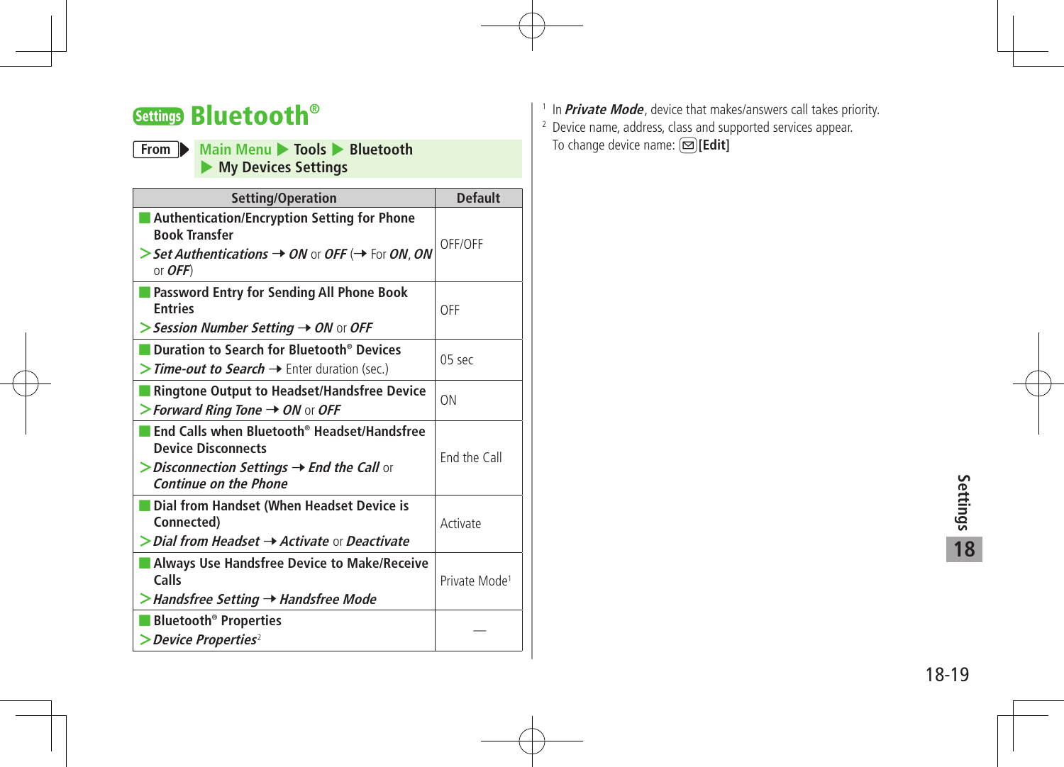# Settings Bluetooth®

**From** ▶ Main Menu ▶ Tools ▶ Bluetooth ▶ My Devices Settings

| Setting/Operation | Default |
|---|---|
| ■ **Authentication/Encryption Setting for Phone Book Transfer**<br>> ***Set Authentications*** → ***ON*** or ***OFF*** (→ For ***ON***, ***ON*** or ***OFF***) | OFF/OFF |
| ■ **Password Entry for Sending All Phone Book Entries**<br>> ***Session Number Setting*** → ***ON*** or ***OFF*** | OFF |
| ■ **Duration to Search for Bluetooth® Devices**<br>> ***Time-out to Search*** → Enter duration (sec.) | 05 sec |
| ■ **Ringtone Output to Headset/Handsfree Device**<br>> ***Forward Ring Tone*** → ***ON*** or ***OFF*** | ON |
| ■ **End Calls when Bluetooth® Headset/Handsfree Device Disconnects**<br>> ***Disconnection Settings*** → ***End the Call*** or ***Continue on the Phone*** | End the Call |
| ■ **Dial from Handset (When Headset Device is Connected)**<br>> ***Dial from Headset*** → ***Activate*** or ***Deactivate*** | Activate |
| ■ **Always Use Handsfree Device to Make/Receive Calls**<br>> ***Handsfree Setting*** → ***Handsfree Mode*** | Private Mode[1] |
| ■ **Bluetooth® Properties**<br>> ***Device Properties***[2] | — |

[1] In ***Private Mode***, device that makes/answers call takes priority.

[2] Device name, address, class and supported services appear.
To change device name: (✉)**[Edit]**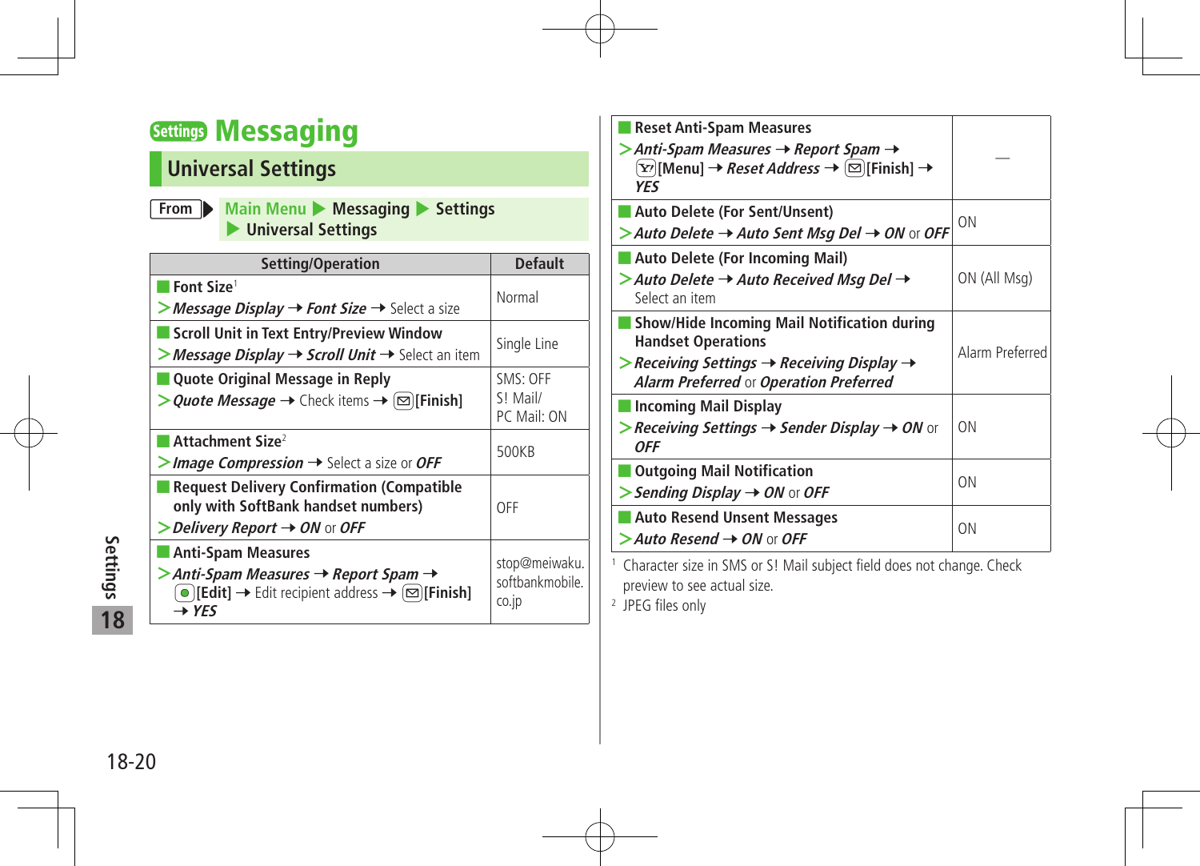# Settings Messaging

## Universal Settings

**From** Main Menu ▶ Messaging ▶ Settings ▶ Universal Settings

| Setting/Operation | Default |
|---|---|
| **Font Size**[1]<br>> ***Message Display*** ➝ ***Font Size*** ➝ Select a size | Normal |
| **Scroll Unit in Text Entry/Preview Window**<br>> ***Message Display*** ➝ ***Scroll Unit*** ➝ Select an item | Single Line |
| **Quote Original Message in Reply**<br>> ***Quote Message*** ➝ Check items ➝ [Finish] | SMS: OFF<br>S! Mail/PC Mail: ON |
| **Attachment Size**[2]<br>> ***Image Compression*** ➝ Select a size or ***OFF*** | 500KB |
| **Request Delivery Confirmation (Compatible only with SoftBank handset numbers)**<br>> ***Delivery Report*** ➝ ***ON*** or ***OFF*** | OFF |
| **Anti-Spam Measures**<br>> ***Anti-Spam Measures*** ➝ ***Report Spam*** ➝ [Edit] ➝ Edit recipient address ➝ [Finish] ➝ ***YES*** | stop@meiwaku.softbankmobile.co.jp |
| **Reset Anti-Spam Measures**<br>> ***Anti-Spam Measures*** ➝ ***Report Spam*** ➝ [Menu] ➝ ***Reset Address*** ➝ [Finish] ➝ ***YES*** | — |
| **Auto Delete (For Sent/Unsent)**<br>> ***Auto Delete*** ➝ ***Auto Sent Msg Del*** ➝ ***ON*** or ***OFF*** | ON |
| **Auto Delete (For Incoming Mail)**<br>> ***Auto Delete*** ➝ ***Auto Received Msg Del*** ➝ Select an item | ON (All Msg) |
| **Show/Hide Incoming Mail Notification during Handset Operations**<br>> ***Receiving Settings*** ➝ ***Receiving Display*** ➝ ***Alarm Preferred*** or ***Operation Preferred*** | Alarm Preferred |
| **Incoming Mail Display**<br>> ***Receiving Settings*** ➝ ***Sender Display*** ➝ ***ON*** or ***OFF*** | ON |
| **Outgoing Mail Notification**<br>> ***Sending Display*** ➝ ***ON*** or ***OFF*** | ON |
| **Auto Resend Unsent Messages**<br>> ***Auto Resend*** ➝ ***ON*** or ***OFF*** | ON |

[1] Character size in SMS or S! Mail subject field does not change. Check preview to see actual size.

[2] JPEG files only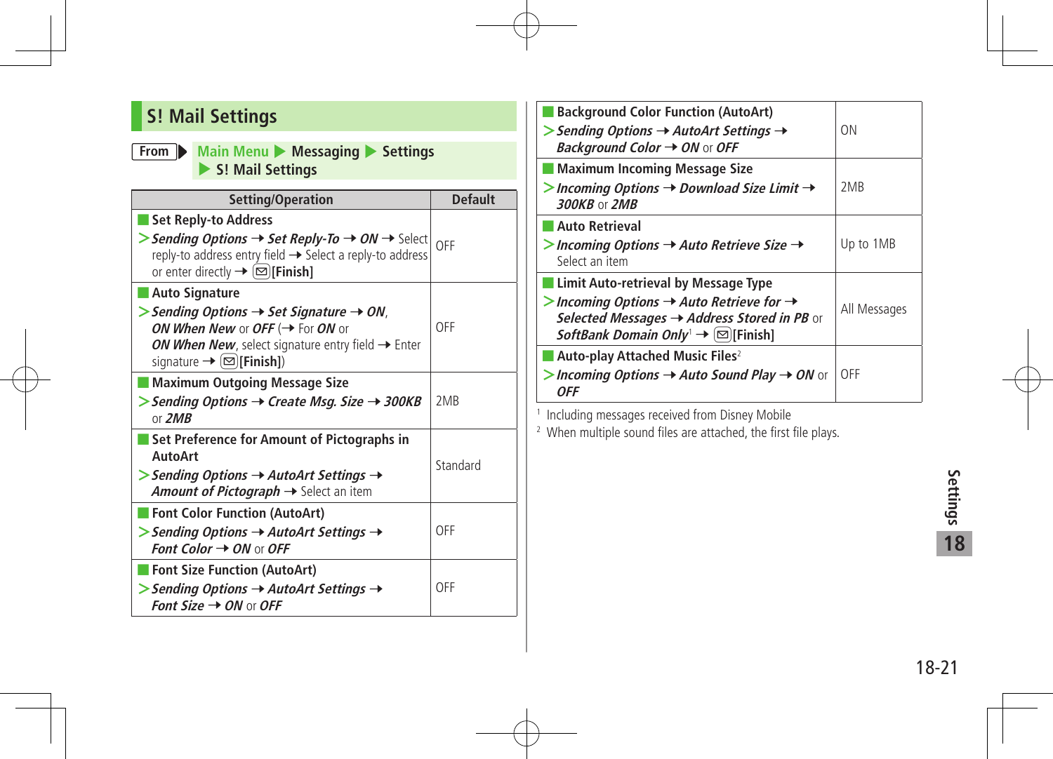## S! Mail Settings

**From** Main Menu ▶ Messaging ▶ Settings ▶ S! Mail Settings

| Setting/Operation | Default |
|---|---|
| **Set Reply-to Address**<br>> ***Sending Options*** → ***Set Reply-To*** → ***ON*** → Select reply-to address entry field → Select a reply-to address or enter directly → [Finish] | OFF |
| **Auto Signature**<br>> ***Sending Options*** → ***Set Signature*** → ***ON***, ***ON When New*** or ***OFF*** (→ For ***ON*** or ***ON When New***, select signature entry field → Enter signature → [Finish]) | OFF |
| **Maximum Outgoing Message Size**<br>> ***Sending Options*** → ***Create Msg. Size*** → ***300KB*** or ***2MB*** | 2MB |
| **Set Preference for Amount of Pictographs in AutoArt**<br>> ***Sending Options*** → ***AutoArt Settings*** → ***Amount of Pictograph*** → Select an item | Standard |
| **Font Color Function (AutoArt)**<br>> ***Sending Options*** → ***AutoArt Settings*** → ***Font Color*** → ***ON*** or ***OFF*** | OFF |
| **Font Size Function (AutoArt)**<br>> ***Sending Options*** → ***AutoArt Settings*** → ***Font Size*** → ***ON*** or ***OFF*** | OFF |
| **Background Color Function (AutoArt)**<br>> ***Sending Options*** → ***AutoArt Settings*** → ***Background Color*** → ***ON*** or ***OFF*** | ON |
| **Maximum Incoming Message Size**<br>> ***Incoming Options*** → ***Download Size Limit*** → ***300KB*** or ***2MB*** | 2MB |
| **Auto Retrieval**<br>> ***Incoming Options*** → ***Auto Retrieve Size*** → Select an item | Up to 1MB |
| **Limit Auto-retrieval by Message Type**<br>> ***Incoming Options*** → ***Auto Retrieve for*** → ***Selected Messages*** → ***Address Stored in PB*** or ***SoftBank Domain Only***[1] → [Finish] | All Messages |
| **Auto-play Attached Music Files**[2]<br>> ***Incoming Options*** → ***Auto Sound Play*** → ***ON*** or ***OFF*** | OFF |

[1] Including messages received from Disney Mobile

[2] When multiple sound files are attached, the first file plays.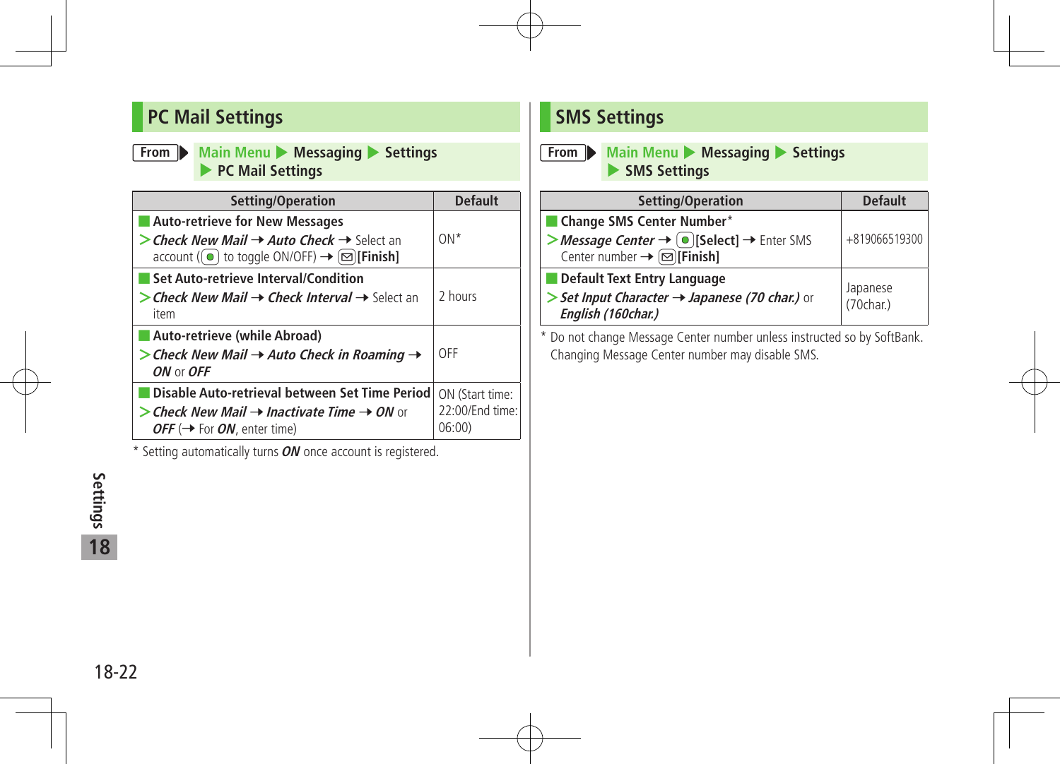## PC Mail Settings

From ▶ Main Menu ▶ Messaging ▶ Settings ▶ PC Mail Settings

| Setting/Operation | Default |
|---|---|
| **Auto-retrieve for New Messages**<br>> ***Check New Mail*** → ***Auto Check*** → Select an account (● to toggle ON/OFF) → ✉**[Finish]** | ON* |
| **Set Auto-retrieve Interval/Condition**<br>> ***Check New Mail*** → ***Check Interval*** → Select an item | 2 hours |
| **Auto-retrieve (while Abroad)**<br>> ***Check New Mail*** → ***Auto Check in Roaming*** → ***ON*** or ***OFF*** | OFF |
| **Disable Auto-retrieval between Set Time Period**<br>> ***Check New Mail*** → ***Inactivate Time*** → ***ON*** or ***OFF*** (→ For ***ON***, enter time) | ON (Start time: 22:00/End time: 06:00) |

\* Setting automatically turns ***ON*** once account is registered.

## SMS Settings

From ▶ Main Menu ▶ Messaging ▶ Settings ▶ SMS Settings

| Setting/Operation | Default |
|---|---|
| **Change SMS Center Number***<br>> ***Message Center*** → ●**[Select]** → Enter SMS Center number → ✉**[Finish]** | +819066519300 |
| **Default Text Entry Language**<br>> ***Set Input Character*** → ***Japanese (70 char.)*** or ***English (160char.)*** | Japanese (70char.) |

\* Do not change Message Center number unless instructed so by SoftBank. Changing Message Center number may disable SMS.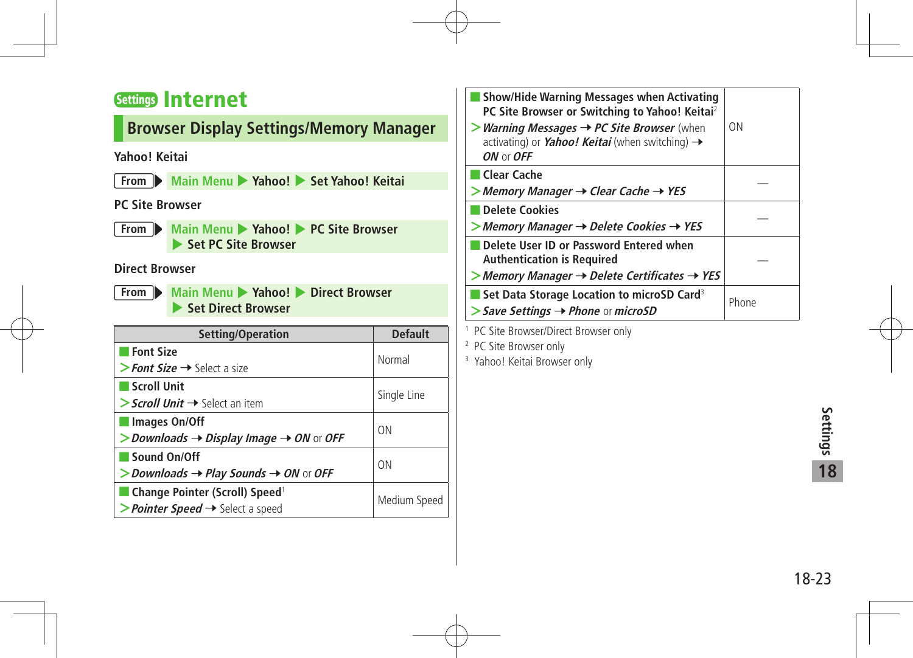# Settings Internet

## Browser Display Settings/Memory Manager

**Yahoo! Keitai**

From ▶ Main Menu ▶ Yahoo! ▶ Set Yahoo! Keitai

**PC Site Browser**

From ▶ Main Menu ▶ Yahoo! ▶ PC Site Browser ▶ Set PC Site Browser

**Direct Browser**

From ▶ Main Menu ▶ Yahoo! ▶ Direct Browser ▶ Set Direct Browser

| Setting/Operation | Default |
|---|---|
| **Font Size**<br>> ***Font Size*** → Select a size | Normal |
| **Scroll Unit**<br>> ***Scroll Unit*** → Select an item | Single Line |
| **Images On/Off**<br>> ***Downloads*** → ***Display Image*** → ***ON*** or ***OFF*** | ON |
| **Sound On/Off**<br>> ***Downloads*** → ***Play Sounds*** → ***ON*** or ***OFF*** | ON |
| **Change Pointer (Scroll) Speed**[1]<br>> ***Pointer Speed*** → Select a speed | Medium Speed |
| **Show/Hide Warning Messages when Activating PC Site Browser or Switching to Yahoo! Keitai**[2]<br>> ***Warning Messages*** → ***PC Site Browser*** (when activating) or ***Yahoo! Keitai*** (when switching) → ***ON*** or ***OFF*** | ON |
| **Clear Cache**<br>> ***Memory Manager*** → ***Clear Cache*** → ***YES*** | — |
| **Delete Cookies**<br>> ***Memory Manager*** → ***Delete Cookies*** → ***YES*** | — |
| **Delete User ID or Password Entered when Authentication is Required**<br>> ***Memory Manager*** → ***Delete Certificates*** → ***YES*** | — |
| **Set Data Storage Location to microSD Card**[3]<br>> ***Save Settings*** → ***Phone*** or ***microSD*** | Phone |

[1] PC Site Browser/Direct Browser only
[2] PC Site Browser only
[3] Yahoo! Keitai Browser only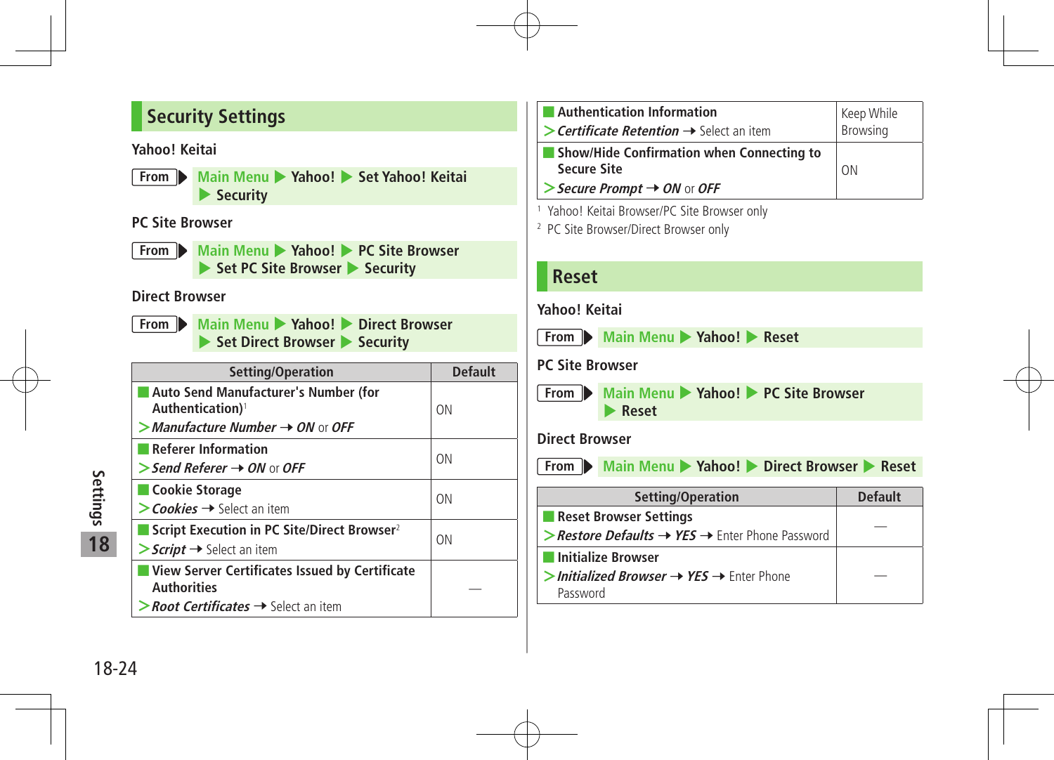## Security Settings

**Yahoo! Keitai**

From ▶ Main Menu ▶ Yahoo! ▶ Set Yahoo! Keitai ▶ Security

**PC Site Browser**

From ▶ Main Menu ▶ Yahoo! ▶ PC Site Browser ▶ Set PC Site Browser ▶ Security

**Direct Browser**

From ▶ Main Menu ▶ Yahoo! ▶ Direct Browser ▶ Set Direct Browser ▶ Security

| Setting/Operation | Default |
|---|---|
| **Auto Send Manufacturer's Number (for Authentication)**[1]<br>> ***Manufacture Number*** → ***ON*** or ***OFF*** | ON |
| **Referer Information**<br>> ***Send Referer*** → ***ON*** or ***OFF*** | ON |
| **Cookie Storage**<br>> ***Cookies*** → Select an item | ON |
| **Script Execution in PC Site/Direct Browser**[2]<br>> ***Script*** → Select an item | ON |
| **View Server Certificates Issued by Certificate Authorities**<br>> ***Root Certificates*** → Select an item | — |
| **Authentication Information**<br>> ***Certificate Retention*** → Select an item | Keep While Browsing |
| **Show/Hide Confirmation when Connecting to Secure Site**<br>> ***Secure Prompt*** → ***ON*** or ***OFF*** | ON |

[1] Yahoo! Keitai Browser/PC Site Browser only

[2] PC Site Browser/Direct Browser only

## Reset

**Yahoo! Keitai**

From ▶ Main Menu ▶ Yahoo! ▶ Reset

**PC Site Browser**

From ▶ Main Menu ▶ Yahoo! ▶ PC Site Browser ▶ Reset

**Direct Browser**

From ▶ Main Menu ▶ Yahoo! ▶ Direct Browser ▶ Reset

| Setting/Operation | Default |
|---|---|
| **Reset Browser Settings**<br>> ***Restore Defaults*** → ***YES*** → Enter Phone Password | — |
| **Initialize Browser**<br>> ***Initialized Browser*** → ***YES*** → Enter Phone Password | — |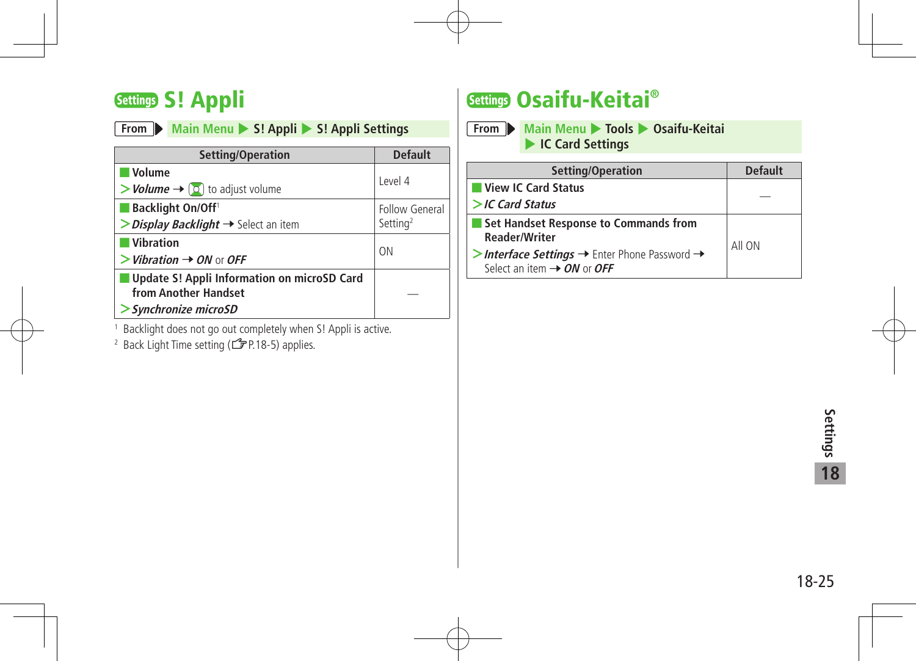## Settings S! Appli

**From** ▶ Main Menu ▶ S! Appli ▶ S! Appli Settings

| Setting/Operation | Default |
|---|---|
| **Volume**<br>> ***Volume*** → ◎ to adjust volume | Level 4 |
| **Backlight On/Off**[1]<br>> ***Display Backlight*** → Select an item | Follow General Setting[2] |
| **Vibration**<br>> ***Vibration*** → ***ON*** or ***OFF*** | ON |
| **Update S! Appli Information on microSD Card from Another Handset**<br>> ***Synchronize microSD*** | — |

[1] Backlight does not go out completely when S! Appli is active.

[2] Back Light Time setting (☞P.18-5) applies.

## Settings Osaifu-Keitai®

**From** ▶ Main Menu ▶ Tools ▶ Osaifu-Keitai ▶ IC Card Settings

| Setting/Operation | Default |
|---|---|
| **View IC Card Status**<br>> ***IC Card Status*** | — |
| **Set Handset Response to Commands from Reader/Writer**<br>> ***Interface Settings*** → Enter Phone Password → Select an item → ***ON*** or ***OFF*** | All ON |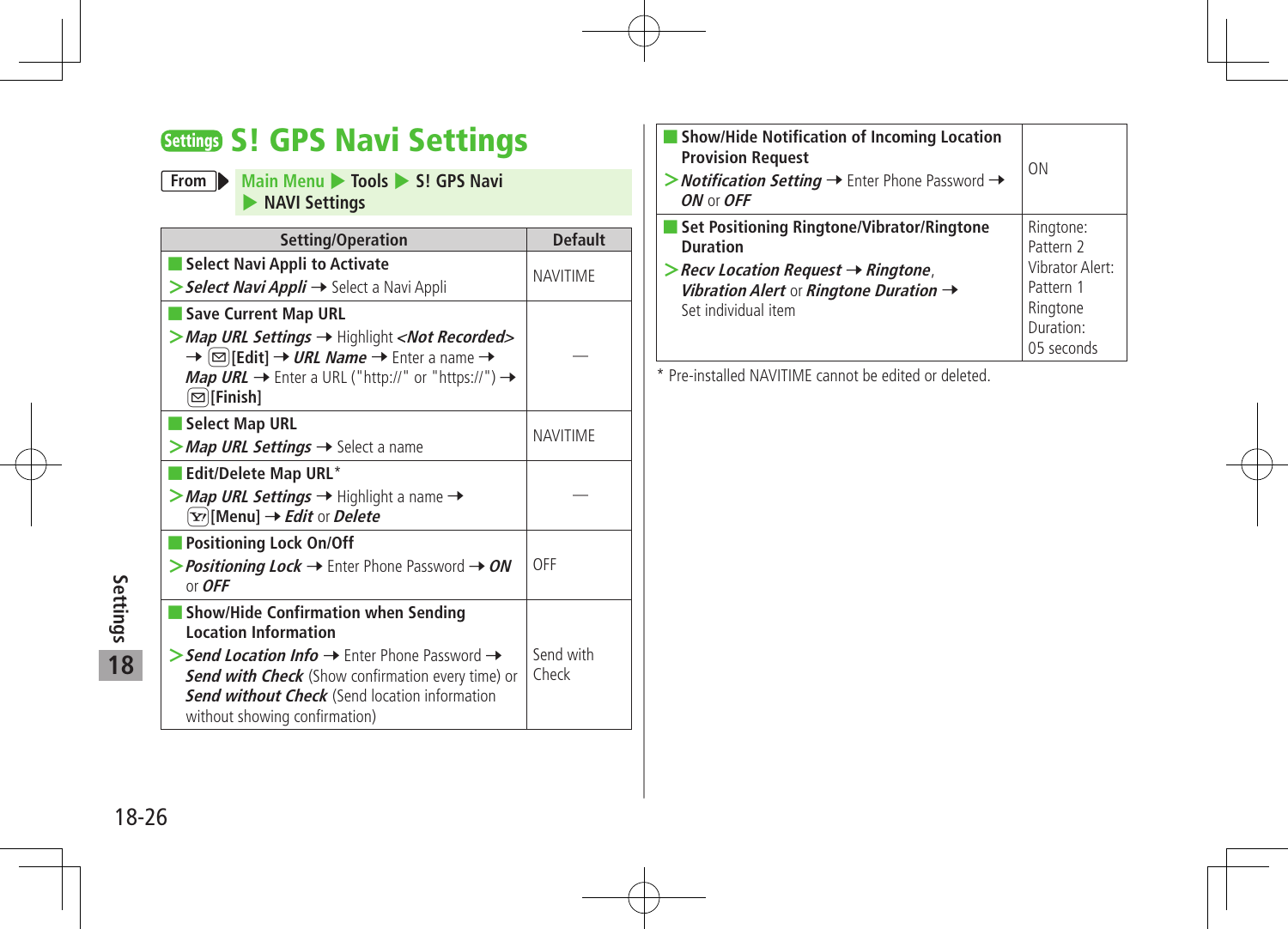# Settings S! GPS Navi Settings

**From** ▶ Main Menu ▶ Tools ▶ S! GPS Navi ▶ NAVI Settings

| Setting/Operation | Default |
|---|---|
| **Select Navi Appli to Activate**<br>> ***Select Navi Appli*** ➝ Select a Navi Appli | NAVITIME |
| **Save Current Map URL**<br>> ***Map URL Settings*** ➝ Highlight ***<Not Recorded>*** ➝ [✉]**[Edit]** ➝ ***URL Name*** ➝ Enter a name ➝ ***Map URL*** ➝ Enter a URL ("http://" or "https://") ➝ [✉]**[Finish]** | — |
| **Select Map URL**<br>> ***Map URL Settings*** ➝ Select a name | NAVITIME |
| **Edit/Delete Map URL***<br>> ***Map URL Settings*** ➝ Highlight a name ➝ [Y!]**[Menu]** ➝ ***Edit*** or ***Delete*** | — |
| **Positioning Lock On/Off**<br>> ***Positioning Lock*** ➝ Enter Phone Password ➝ ***ON*** or ***OFF*** | OFF |
| **Show/Hide Confirmation when Sending Location Information**<br>> ***Send Location Info*** ➝ Enter Phone Password ➝ ***Send with Check*** (Show confirmation every time) or ***Send without Check*** (Send location information without showing confirmation) | Send with Check |
| **Show/Hide Notification of Incoming Location Provision Request**<br>> ***Notification Setting*** ➝ Enter Phone Password ➝ ***ON*** or ***OFF*** | ON |
| **Set Positioning Ringtone/Vibrator/Ringtone Duration**<br>> ***Recv Location Request*** ➝ ***Ringtone***, ***Vibration Alert*** or ***Ringtone Duration*** ➝ Set individual item | Ringtone: Pattern 2<br>Vibrator Alert: Pattern 1<br>Ringtone Duration: 05 seconds |

* Pre-installed NAVITIME cannot be edited or deleted.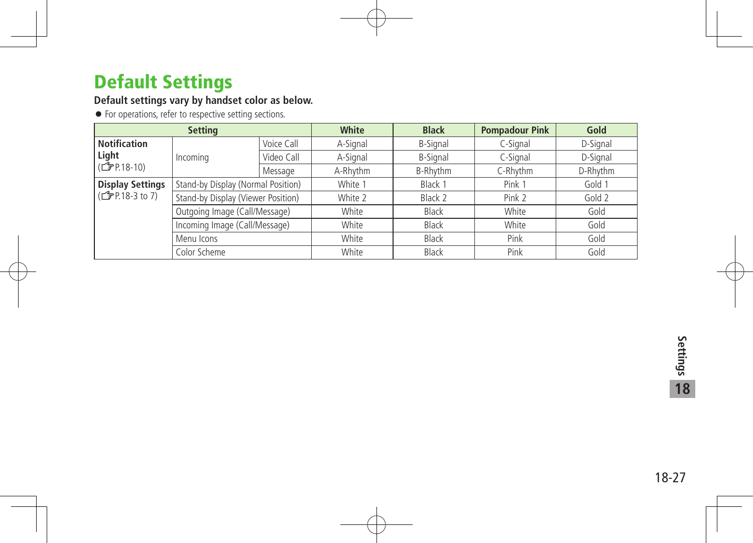# Default Settings

**Default settings vary by handset color as below.**

- For operations, refer to respective setting sections.

| Setting | | | White | Black | Pompadour Pink | Gold |
|---|---|---|---|---|---|---|
| **Notification Light** (☞P.18-10) | Incoming | Voice Call | A-Signal | B-Signal | C-Signal | D-Signal |
| | | Video Call | A-Signal | B-Signal | C-Signal | D-Signal |
| | | Message | A-Rhythm | B-Rhythm | C-Rhythm | D-Rhythm |
| **Display Settings** (☞P.18-3 to 7) | Stand-by Display (Normal Position) | | White 1 | Black 1 | Pink 1 | Gold 1 |
| | Stand-by Display (Viewer Position) | | White 2 | Black 2 | Pink 2 | Gold 2 |
| | Outgoing Image (Call/Message) | | White | Black | White | Gold |
| | Incoming Image (Call/Message) | | White | Black | White | Gold |
| | Menu Icons | | White | Black | Pink | Gold |
| | Color Scheme | | White | Black | Pink | Gold |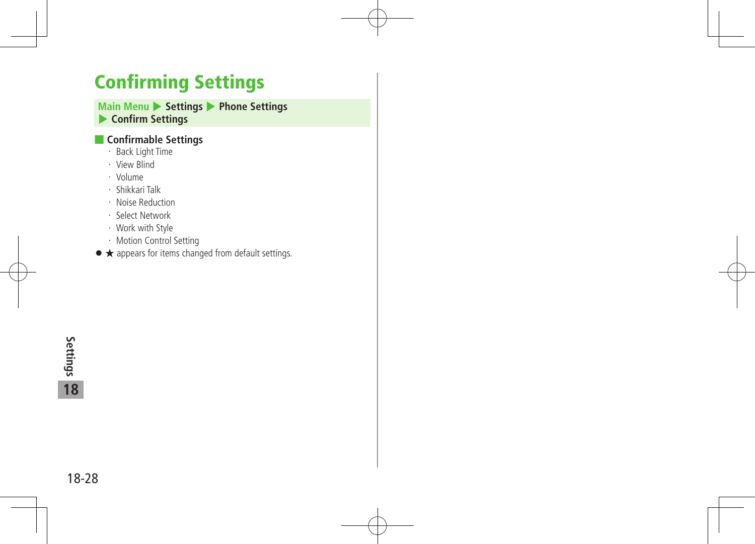# Confirming Settings

**Main Menu ▶ Settings ▶ Phone Settings ▶ Confirm Settings**

## Confirmable Settings

- Back Light Time
- View Blind
- Volume
- Shikkari Talk
- Noise Reduction
- Select Network
- Work with Style
- Motion Control Setting

● ★ appears for items changed from default settings.